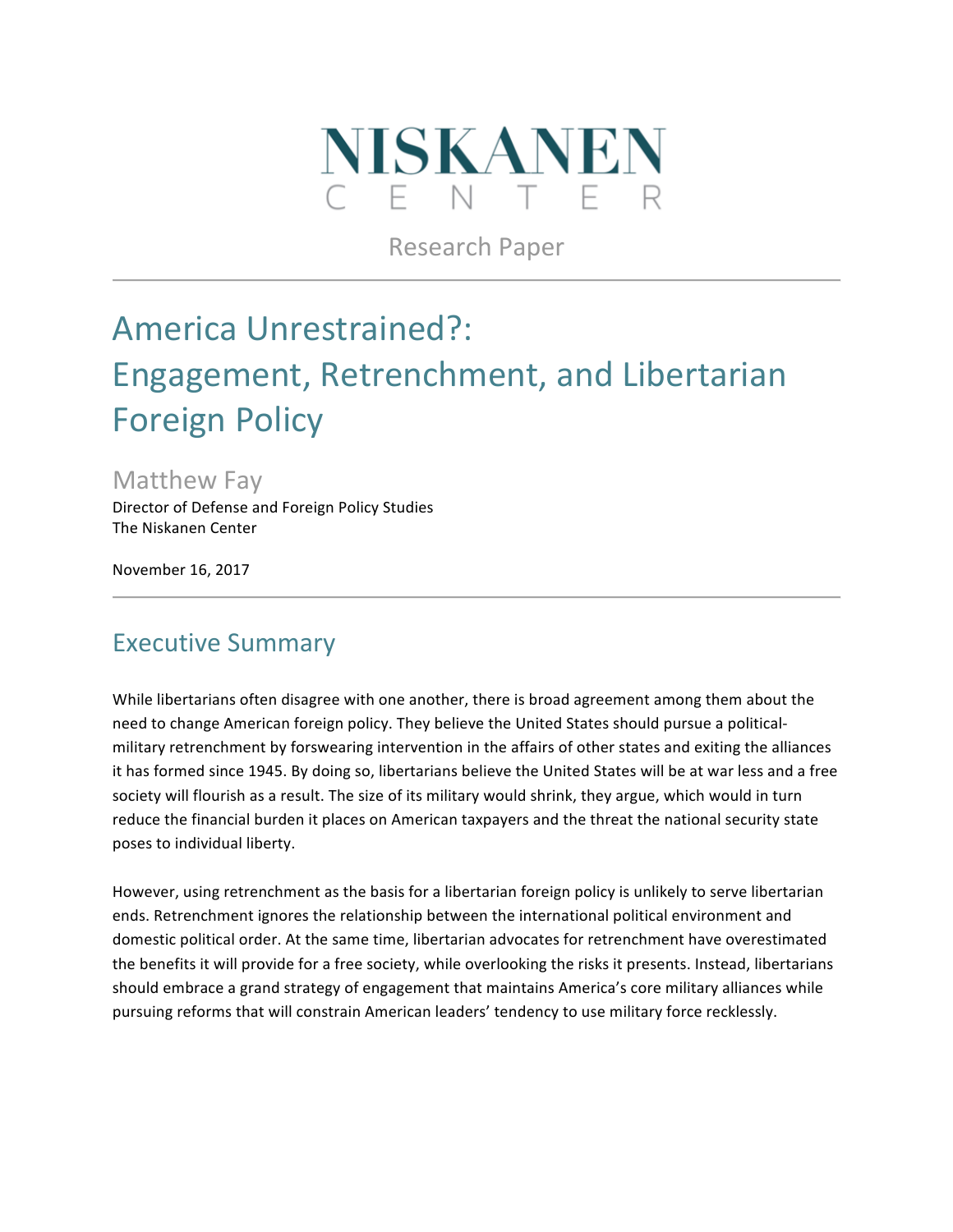NISKANEN
CENTER

Research Paper

# America Unrestrained?: Engagement, Retrenchment, and Libertarian Foreign Policy

Matthew Fay
Director of Defense and Foreign Policy Studies
The Niskanen Center

November 16, 2017

## Executive Summary

While libertarians often disagree with one another, there is broad agreement among them about the need to change American foreign policy. They believe the United States should pursue a political-military retrenchment by forswearing intervention in the affairs of other states and exiting the alliances it has formed since 1945. By doing so, libertarians believe the United States will be at war less and a free society will flourish as a result. The size of its military would shrink, they argue, which would in turn reduce the financial burden it places on American taxpayers and the threat the national security state poses to individual liberty.

However, using retrenchment as the basis for a libertarian foreign policy is unlikely to serve libertarian ends. Retrenchment ignores the relationship between the international political environment and domestic political order. At the same time, libertarian advocates for retrenchment have overestimated the benefits it will provide for a free society, while overlooking the risks it presents. Instead, libertarians should embrace a grand strategy of engagement that maintains America's core military alliances while pursuing reforms that will constrain American leaders' tendency to use military force recklessly.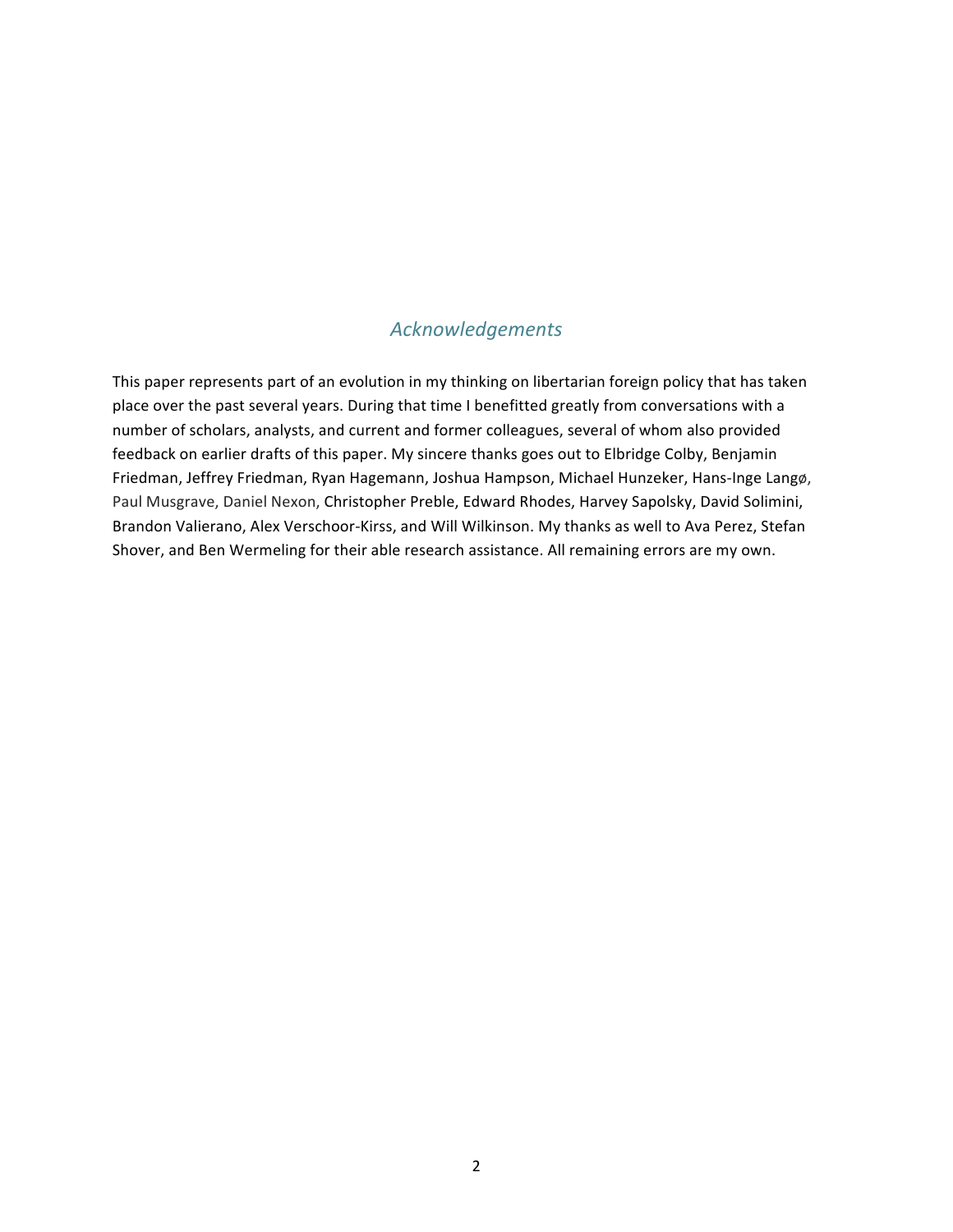## *Acknowledgements*

This paper represents part of an evolution in my thinking on libertarian foreign policy that has taken place over the past several years. During that time I benefitted greatly from conversations with a number of scholars, analysts, and current and former colleagues, several of whom also provided feedback on earlier drafts of this paper. My sincere thanks goes out to Elbridge Colby, Benjamin Friedman, Jeffrey Friedman, Ryan Hagemann, Joshua Hampson, Michael Hunzeker, Hans-Inge Langø, Paul Musgrave, Daniel Nexon, Christopher Preble, Edward Rhodes, Harvey Sapolsky, David Solimini, Brandon Valierano, Alex Verschoor-Kirss, and Will Wilkinson. My thanks as well to Ava Perez, Stefan Shover, and Ben Wermeling for their able research assistance. All remaining errors are my own.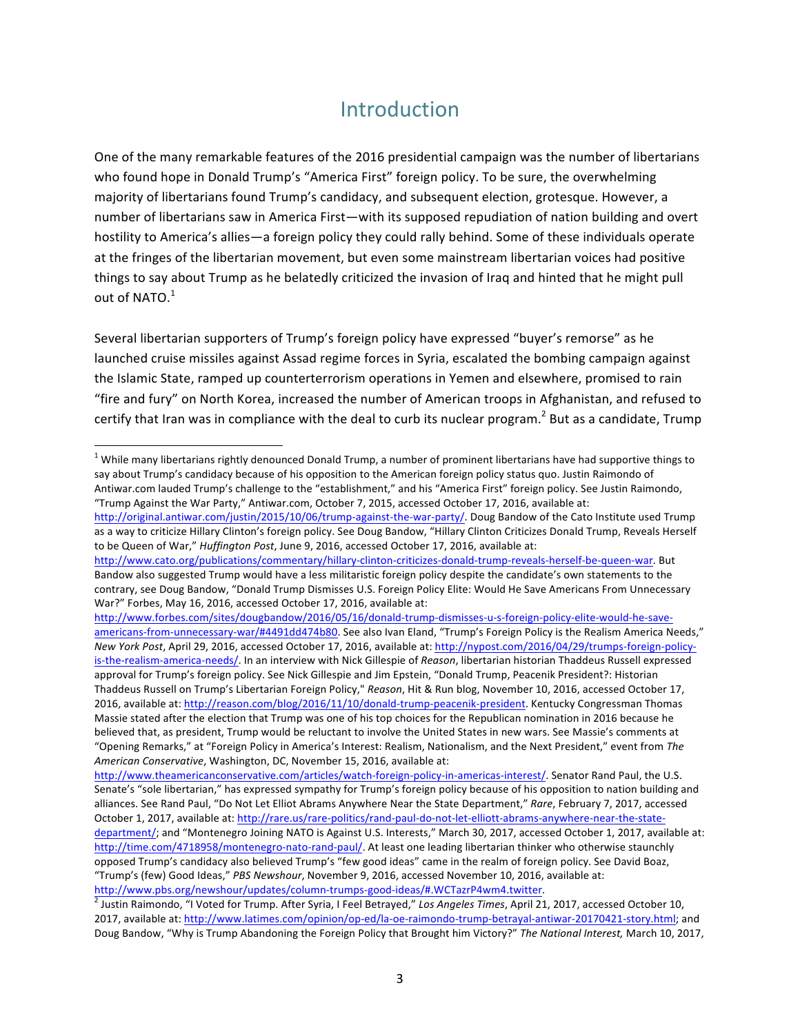# Introduction

One of the many remarkable features of the 2016 presidential campaign was the number of libertarians who found hope in Donald Trump's "America First" foreign policy. To be sure, the overwhelming majority of libertarians found Trump's candidacy, and subsequent election, grotesque. However, a number of libertarians saw in America First—with its supposed repudiation of nation building and overt hostility to America's allies—a foreign policy they could rally behind. Some of these individuals operate at the fringes of the libertarian movement, but even some mainstream libertarian voices had positive things to say about Trump as he belatedly criticized the invasion of Iraq and hinted that he might pull out of NATO.[1]

Several libertarian supporters of Trump's foreign policy have expressed "buyer's remorse" as he launched cruise missiles against Assad regime forces in Syria, escalated the bombing campaign against the Islamic State, ramped up counterterrorism operations in Yemen and elsewhere, promised to rain "fire and fury" on North Korea, increased the number of American troops in Afghanistan, and refused to certify that Iran was in compliance with the deal to curb its nuclear program.[2] But as a candidate, Trump

---

[1] While many libertarians rightly denounced Donald Trump, a number of prominent libertarians have had supportive things to say about Trump's candidacy because of his opposition to the American foreign policy status quo. Justin Raimondo of Antiwar.com lauded Trump's challenge to the "establishment," and his "America First" foreign policy. See Justin Raimondo, "Trump Against the War Party," Antiwar.com, October 7, 2015, accessed October 17, 2016, available at: http://original.antiwar.com/justin/2015/10/06/trump-against-the-war-party/. Doug Bandow of the Cato Institute used Trump as a way to criticize Hillary Clinton's foreign policy. See Doug Bandow, "Hillary Clinton Criticizes Donald Trump, Reveals Herself to be Queen of War," *Huffington Post*, June 9, 2016, accessed October 17, 2016, available at: http://www.cato.org/publications/commentary/hillary-clinton-criticizes-donald-trump-reveals-herself-be-queen-war. But Bandow also suggested Trump would have a less militaristic foreign policy despite the candidate's own statements to the contrary, see Doug Bandow, "Donald Trump Dismisses U.S. Foreign Policy Elite: Would He Save Americans From Unnecessary War?" Forbes, May 16, 2016, accessed October 17, 2016, available at: http://www.forbes.com/sites/dougbandow/2016/05/16/donald-trump-dismisses-u-s-foreign-policy-elite-would-he-save-americans-from-unnecessary-war/#4491dd474b80. See also Ivan Eland, "Trump's Foreign Policy is the Realism America Needs," *New York Post*, April 29, 2016, accessed October 17, 2016, available at: http://nypost.com/2016/04/29/trumps-foreign-policy-is-the-realism-america-needs/. In an interview with Nick Gillespie of *Reason*, libertarian historian Thaddeus Russell expressed approval for Trump's foreign policy. See Nick Gillespie and Jim Epstein, "Donald Trump, Peacenik President?: Historian Thaddeus Russell on Trump's Libertarian Foreign Policy," *Reason*, Hit & Run blog, November 10, 2016, accessed October 17, 2016, available at: http://reason.com/blog/2016/11/10/donald-trump-peacenik-president. Kentucky Congressman Thomas Massie stated after the election that Trump was one of his top choices for the Republican nomination in 2016 because he believed that, as president, Trump would be reluctant to involve the United States in new wars. See Massie's comments at "Opening Remarks," at "Foreign Policy in America's Interest: Realism, Nationalism, and the Next President," event from *The American Conservative*, Washington, DC, November 15, 2016, available at: http://www.theamericanconservative.com/articles/watch-foreign-policy-in-americas-interest/. Senator Rand Paul, the U.S. Senate's "sole libertarian," has expressed sympathy for Trump's foreign policy because of his opposition to nation building and alliances. See Rand Paul, "Do Not Let Elliot Abrams Anywhere Near the State Department," *Rare*, February 7, 2017, accessed October 1, 2017, available at: http://rare.us/rare-politics/rand-paul-do-not-let-elliott-abrams-anywhere-near-the-state-department/; and "Montenegro Joining NATO is Against U.S. Interests," March 30, 2017, accessed October 1, 2017, available at: http://time.com/4718958/montenegro-nato-rand-paul/. At least one leading libertarian thinker who otherwise staunchly opposed Trump's candidacy also believed Trump's "few good ideas" came in the realm of foreign policy. See David Boaz, "Trump's (few) Good Ideas," *PBS Newshour*, November 9, 2016, accessed November 10, 2016, available at: http://www.pbs.org/newshour/updates/column-trumps-good-ideas/#.WCTazrP4wm4.twitter.

[2] Justin Raimondo, "I Voted for Trump. After Syria, I Feel Betrayed," *Los Angeles Times*, April 21, 2017, accessed October 10, 2017, available at: http://www.latimes.com/opinion/op-ed/la-oe-raimondo-trump-betrayal-antiwar-20170421-story.html; and Doug Bandow, "Why is Trump Abandoning the Foreign Policy that Brought him Victory?" *The National Interest,* March 10, 2017,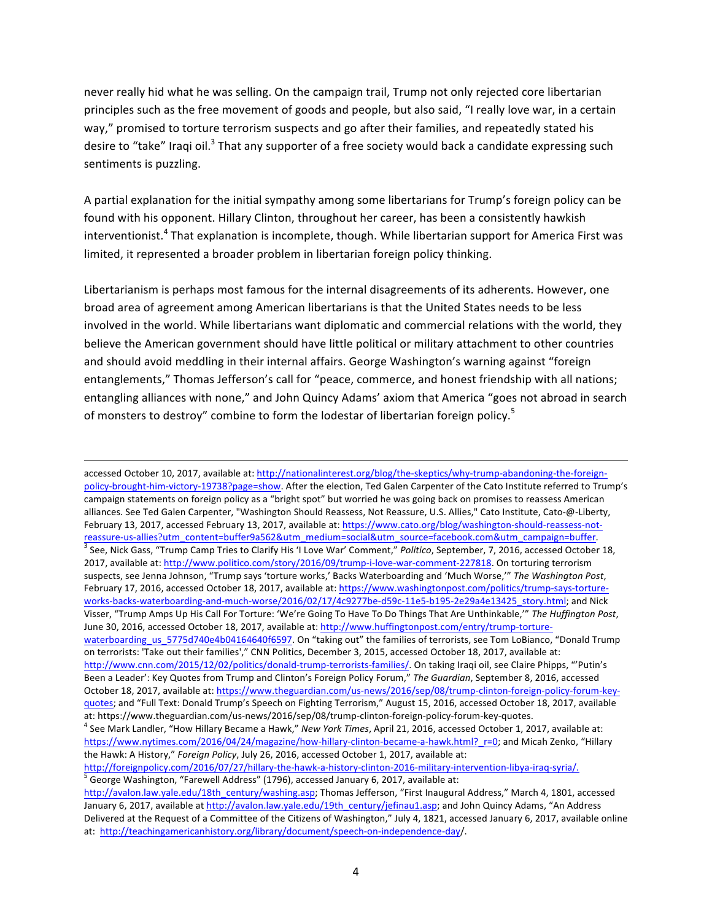never really hid what he was selling. On the campaign trail, Trump not only rejected core libertarian principles such as the free movement of goods and people, but also said, "I really love war, in a certain way," promised to torture terrorism suspects and go after their families, and repeatedly stated his desire to "take" Iraqi oil.[3] That any supporter of a free society would back a candidate expressing such sentiments is puzzling.

A partial explanation for the initial sympathy among some libertarians for Trump's foreign policy can be found with his opponent. Hillary Clinton, throughout her career, has been a consistently hawkish interventionist.[4] That explanation is incomplete, though. While libertarian support for America First was limited, it represented a broader problem in libertarian foreign policy thinking.

Libertarianism is perhaps most famous for the internal disagreements of its adherents. However, one broad area of agreement among American libertarians is that the United States needs to be less involved in the world. While libertarians want diplomatic and commercial relations with the world, they believe the American government should have little political or military attachment to other countries and should avoid meddling in their internal affairs. George Washington's warning against "foreign entanglements," Thomas Jefferson's call for "peace, commerce, and honest friendship with all nations; entangling alliances with none," and John Quincy Adams' axiom that America "goes not abroad in search of monsters to destroy" combine to form the lodestar of libertarian foreign policy.[5]

---

accessed October 10, 2017, available at: http://nationalinterest.org/blog/the-skeptics/why-trump-abandoning-the-foreign-policy-brought-him-victory-19738?page=show. After the election, Ted Galen Carpenter of the Cato Institute referred to Trump's campaign statements on foreign policy as a "bright spot" but worried he was going back on promises to reassess American alliances. See Ted Galen Carpenter, "Washington Should Reassess, Not Reassure, U.S. Allies," Cato Institute, Cato-@-Liberty, February 13, 2017, accessed February 13, 2017, available at: https://www.cato.org/blog/washington-should-reassess-not-reassure-us-allies?utm_content=buffer9a562&utm_medium=social&utm_source=facebook.com&utm_campaign=buffer.

[3] See, Nick Gass, "Trump Camp Tries to Clarify His 'I Love War' Comment," *Politico*, September, 7, 2016, accessed October 18, 2017, available at: http://www.politico.com/story/2016/09/trump-i-love-war-comment-227818. On torturing terrorism suspects, see Jenna Johnson, "Trump says 'torture works,' Backs Waterboarding and 'Much Worse,'" *The Washington Post*, February 17, 2016, accessed October 18, 2017, available at: https://www.washingtonpost.com/politics/trump-says-torture-works-backs-waterboarding-and-much-worse/2016/02/17/4c9277be-d59c-11e5-b195-2e29a4e13425_story.html; and Nick Visser, "Trump Amps Up His Call For Torture: 'We're Going To Have To Do Things That Are Unthinkable,'" *The Huffington Post*, June 30, 2016, accessed October 18, 2017, available at: http://www.huffingtonpost.com/entry/trump-torture-waterboarding_us_5775d740e4b04164640f6597. On "taking out" the families of terrorists, see Tom LoBianco, "Donald Trump on terrorists: 'Take out their families'," CNN Politics, December 3, 2015, accessed October 18, 2017, available at: http://www.cnn.com/2015/12/02/politics/donald-trump-terrorists-families/. On taking Iraqi oil, see Claire Phipps, "'Putin's Been a Leader': Key Quotes from Trump and Clinton's Foreign Policy Forum," *The Guardian*, September 8, 2016, accessed October 18, 2017, available at: https://www.theguardian.com/us-news/2016/sep/08/trump-clinton-foreign-policy-forum-key-quotes; and "Full Text: Donald Trump's Speech on Fighting Terrorism," August 15, 2016, accessed October 18, 2017, available at: https://www.theguardian.com/us-news/2016/sep/08/trump-clinton-foreign-policy-forum-key-quotes.

[4] See Mark Landler, "How Hillary Became a Hawk," *New York Times*, April 21, 2016, accessed October 1, 2017, available at: https://www.nytimes.com/2016/04/24/magazine/how-hillary-clinton-became-a-hawk.html?_r=0; and Micah Zenko, "Hillary the Hawk: A History," *Foreign Policy*, July 26, 2016, accessed October 1, 2017, available at: http://foreignpolicy.com/2016/07/27/hillary-the-hawk-a-history-clinton-2016-military-intervention-libya-iraq-syria/.

[5] George Washington, "Farewell Address" (1796), accessed January 6, 2017, available at: http://avalon.law.yale.edu/18th_century/washing.asp; Thomas Jefferson, "First Inaugural Address," March 4, 1801, accessed January 6, 2017, available at http://avalon.law.yale.edu/19th_century/jefinau1.asp; and John Quincy Adams, "An Address Delivered at the Request of a Committee of the Citizens of Washington," July 4, 1821, accessed January 6, 2017, available online at: http://teachingamericanhistory.org/library/document/speech-on-independence-day/.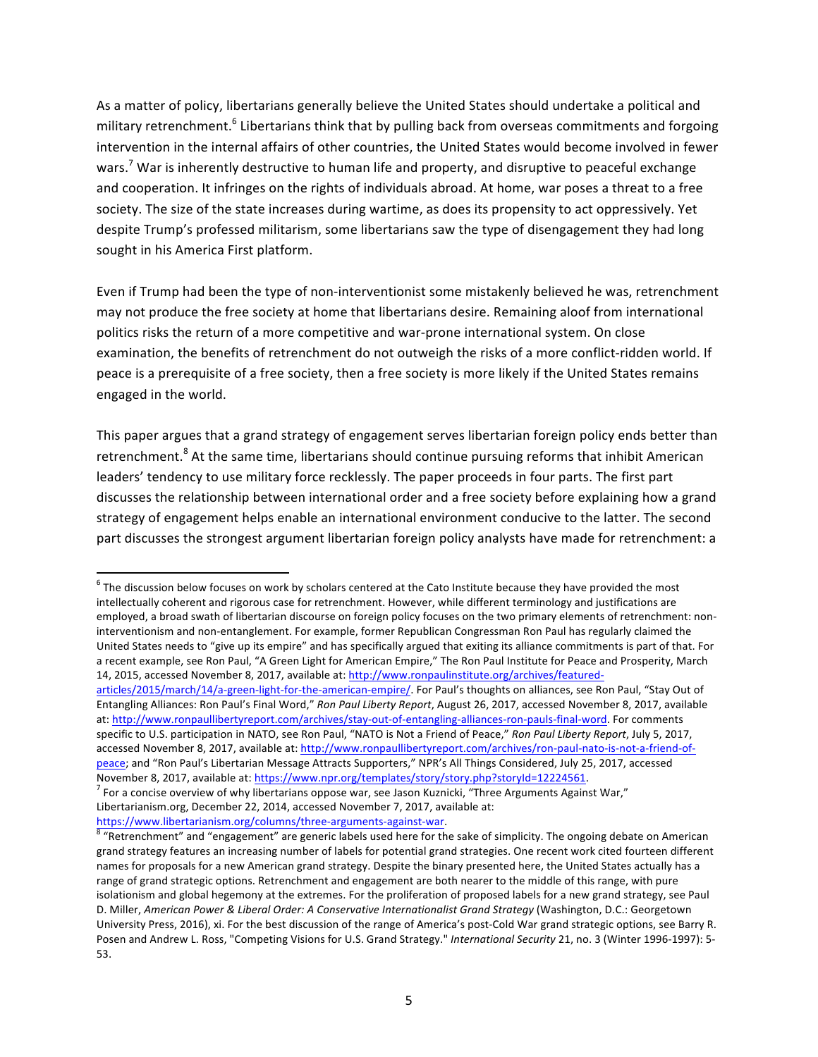As a matter of policy, libertarians generally believe the United States should undertake a political and military retrenchment.[6] Libertarians think that by pulling back from overseas commitments and forgoing intervention in the internal affairs of other countries, the United States would become involved in fewer wars.[7] War is inherently destructive to human life and property, and disruptive to peaceful exchange and cooperation. It infringes on the rights of individuals abroad. At home, war poses a threat to a free society. The size of the state increases during wartime, as does its propensity to act oppressively. Yet despite Trump's professed militarism, some libertarians saw the type of disengagement they had long sought in his America First platform.

Even if Trump had been the type of non-interventionist some mistakenly believed he was, retrenchment may not produce the free society at home that libertarians desire. Remaining aloof from international politics risks the return of a more competitive and war-prone international system. On close examination, the benefits of retrenchment do not outweigh the risks of a more conflict-ridden world. If peace is a prerequisite of a free society, then a free society is more likely if the United States remains engaged in the world.

This paper argues that a grand strategy of engagement serves libertarian foreign policy ends better than retrenchment.[8] At the same time, libertarians should continue pursuing reforms that inhibit American leaders' tendency to use military force recklessly. The paper proceeds in four parts. The first part discusses the relationship between international order and a free society before explaining how a grand strategy of engagement helps enable an international environment conducive to the latter. The second part discusses the strongest argument libertarian foreign policy analysts have made for retrenchment: a

---

[6] The discussion below focuses on work by scholars centered at the Cato Institute because they have provided the most intellectually coherent and rigorous case for retrenchment. However, while different terminology and justifications are employed, a broad swath of libertarian discourse on foreign policy focuses on the two primary elements of retrenchment: non-interventionism and non-entanglement. For example, former Republican Congressman Ron Paul has regularly claimed the United States needs to "give up its empire" and has specifically argued that exiting its alliance commitments is part of that. For a recent example, see Ron Paul, "A Green Light for American Empire," The Ron Paul Institute for Peace and Prosperity, March 14, 2015, accessed November 8, 2017, available at: http://www.ronpaulinstitute.org/archives/featured-articles/2015/march/14/a-green-light-for-the-american-empire/. For Paul's thoughts on alliances, see Ron Paul, "Stay Out of Entangling Alliances: Ron Paul's Final Word," *Ron Paul Liberty Report*, August 26, 2017, accessed November 8, 2017, available at: http://www.ronpaullibertyreport.com/archives/stay-out-of-entangling-alliances-ron-pauls-final-word. For comments specific to U.S. participation in NATO, see Ron Paul, "NATO is Not a Friend of Peace," *Ron Paul Liberty Report*, July 5, 2017, accessed November 8, 2017, available at: http://www.ronpaullibertyreport.com/archives/ron-paul-nato-is-not-a-friend-of-peace; and "Ron Paul's Libertarian Message Attracts Supporters," NPR's All Things Considered, July 25, 2017, accessed November 8, 2017, available at: https://www.npr.org/templates/story/story.php?storyId=12224561.

[7] For a concise overview of why libertarians oppose war, see Jason Kuznicki, "Three Arguments Against War," Libertarianism.org, December 22, 2014, accessed November 7, 2017, available at: https://www.libertarianism.org/columns/three-arguments-against-war.

[8] "Retrenchment" and "engagement" are generic labels used here for the sake of simplicity. The ongoing debate on American grand strategy features an increasing number of labels for potential grand strategies. One recent work cited fourteen different names for proposals for a new American grand strategy. Despite the binary presented here, the United States actually has a range of grand strategic options. Retrenchment and engagement are both nearer to the middle of this range, with pure isolationism and global hegemony at the extremes. For the proliferation of proposed labels for a new grand strategy, see Paul D. Miller, *American Power & Liberal Order: A Conservative Internationalist Grand Strategy* (Washington, D.C.: Georgetown University Press, 2016), xi. For the best discussion of the range of America's post-Cold War grand strategic options, see Barry R. Posen and Andrew L. Ross, "Competing Visions for U.S. Grand Strategy." *International Security* 21, no. 3 (Winter 1996-1997): 5-53.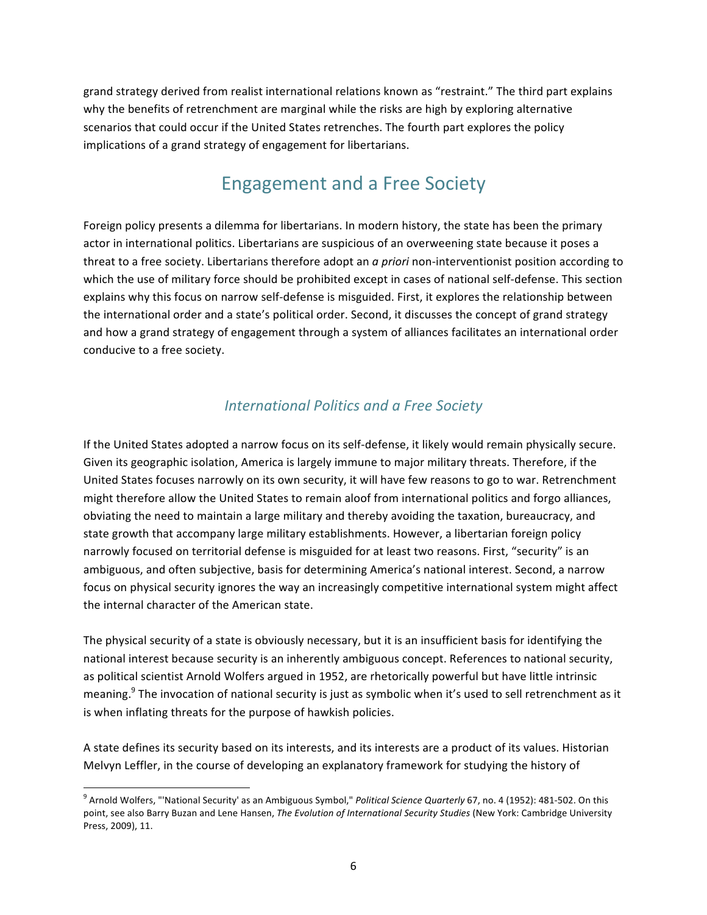grand strategy derived from realist international relations known as "restraint." The third part explains why the benefits of retrenchment are marginal while the risks are high by exploring alternative scenarios that could occur if the United States retrenches. The fourth part explores the policy implications of a grand strategy of engagement for libertarians.

## Engagement and a Free Society

Foreign policy presents a dilemma for libertarians. In modern history, the state has been the primary actor in international politics. Libertarians are suspicious of an overweening state because it poses a threat to a free society. Libertarians therefore adopt an *a priori* non-interventionist position according to which the use of military force should be prohibited except in cases of national self-defense. This section explains why this focus on narrow self-defense is misguided. First, it explores the relationship between the international order and a state's political order. Second, it discusses the concept of grand strategy and how a grand strategy of engagement through a system of alliances facilitates an international order conducive to a free society.

### *International Politics and a Free Society*

If the United States adopted a narrow focus on its self-defense, it likely would remain physically secure. Given its geographic isolation, America is largely immune to major military threats. Therefore, if the United States focuses narrowly on its own security, it will have few reasons to go to war. Retrenchment might therefore allow the United States to remain aloof from international politics and forgo alliances, obviating the need to maintain a large military and thereby avoiding the taxation, bureaucracy, and state growth that accompany large military establishments. However, a libertarian foreign policy narrowly focused on territorial defense is misguided for at least two reasons. First, "security" is an ambiguous, and often subjective, basis for determining America's national interest. Second, a narrow focus on physical security ignores the way an increasingly competitive international system might affect the internal character of the American state.

The physical security of a state is obviously necessary, but it is an insufficient basis for identifying the national interest because security is an inherently ambiguous concept. References to national security, as political scientist Arnold Wolfers argued in 1952, are rhetorically powerful but have little intrinsic meaning.[9] The invocation of national security is just as symbolic when it's used to sell retrenchment as it is when inflating threats for the purpose of hawkish policies.

A state defines its security based on its interests, and its interests are a product of its values. Historian Melvyn Leffler, in the course of developing an explanatory framework for studying the history of

---

[9] Arnold Wolfers, "'National Security' as an Ambiguous Symbol," *Political Science Quarterly* 67, no. 4 (1952): 481-502. On this point, see also Barry Buzan and Lene Hansen, *The Evolution of International Security Studies* (New York: Cambridge University Press, 2009), 11.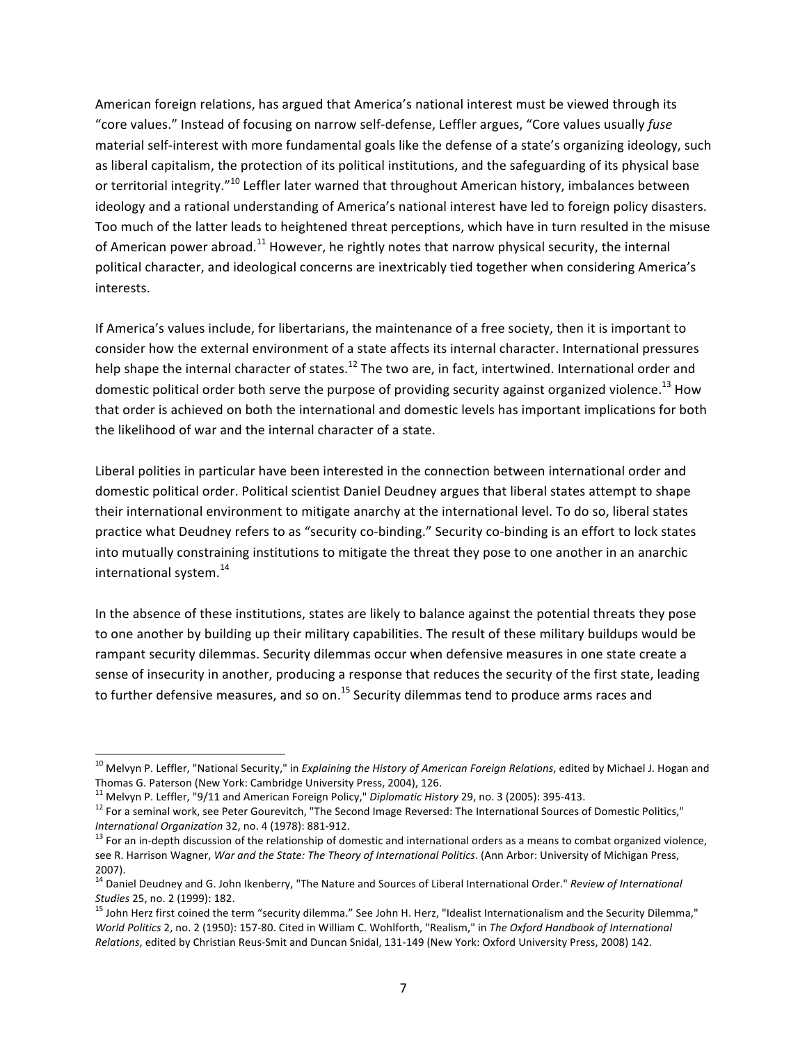American foreign relations, has argued that America's national interest must be viewed through its "core values." Instead of focusing on narrow self-defense, Leffler argues, "Core values usually *fuse* material self-interest with more fundamental goals like the defense of a state's organizing ideology, such as liberal capitalism, the protection of its political institutions, and the safeguarding of its physical base or territorial integrity."[10] Leffler later warned that throughout American history, imbalances between ideology and a rational understanding of America's national interest have led to foreign policy disasters. Too much of the latter leads to heightened threat perceptions, which have in turn resulted in the misuse of American power abroad.[11] However, he rightly notes that narrow physical security, the internal political character, and ideological concerns are inextricably tied together when considering America's interests.

If America's values include, for libertarians, the maintenance of a free society, then it is important to consider how the external environment of a state affects its internal character. International pressures help shape the internal character of states.[12] The two are, in fact, intertwined. International order and domestic political order both serve the purpose of providing security against organized violence.[13] How that order is achieved on both the international and domestic levels has important implications for both the likelihood of war and the internal character of a state.

Liberal polities in particular have been interested in the connection between international order and domestic political order. Political scientist Daniel Deudney argues that liberal states attempt to shape their international environment to mitigate anarchy at the international level. To do so, liberal states practice what Deudney refers to as "security co-binding." Security co-binding is an effort to lock states into mutually constraining institutions to mitigate the threat they pose to one another in an anarchic international system.[14]

In the absence of these institutions, states are likely to balance against the potential threats they pose to one another by building up their military capabilities. The result of these military buildups would be rampant security dilemmas. Security dilemmas occur when defensive measures in one state create a sense of insecurity in another, producing a response that reduces the security of the first state, leading to further defensive measures, and so on.[15] Security dilemmas tend to produce arms races and

---

[10] Melvyn P. Leffler, "National Security," in *Explaining the History of American Foreign Relations*, edited by Michael J. Hogan and Thomas G. Paterson (New York: Cambridge University Press, 2004), 126.

[11] Melvyn P. Leffler, "9/11 and American Foreign Policy," *Diplomatic History* 29, no. 3 (2005): 395-413.

[12] For a seminal work, see Peter Gourevitch, "The Second Image Reversed: The International Sources of Domestic Politics," *International Organization* 32, no. 4 (1978): 881-912.

[13] For an in-depth discussion of the relationship of domestic and international orders as a means to combat organized violence, see R. Harrison Wagner, *War and the State: The Theory of International Politics*. (Ann Arbor: University of Michigan Press, 2007).

[14] Daniel Deudney and G. John Ikenberry, "The Nature and Sources of Liberal International Order." *Review of International Studies* 25, no. 2 (1999): 182.

[15] John Herz first coined the term "security dilemma." See John H. Herz, "Idealist Internationalism and the Security Dilemma," *World Politics* 2, no. 2 (1950): 157-80. Cited in William C. Wohlforth, "Realism," in *The Oxford Handbook of International Relations*, edited by Christian Reus-Smit and Duncan Snidal, 131-149 (New York: Oxford University Press, 2008) 142.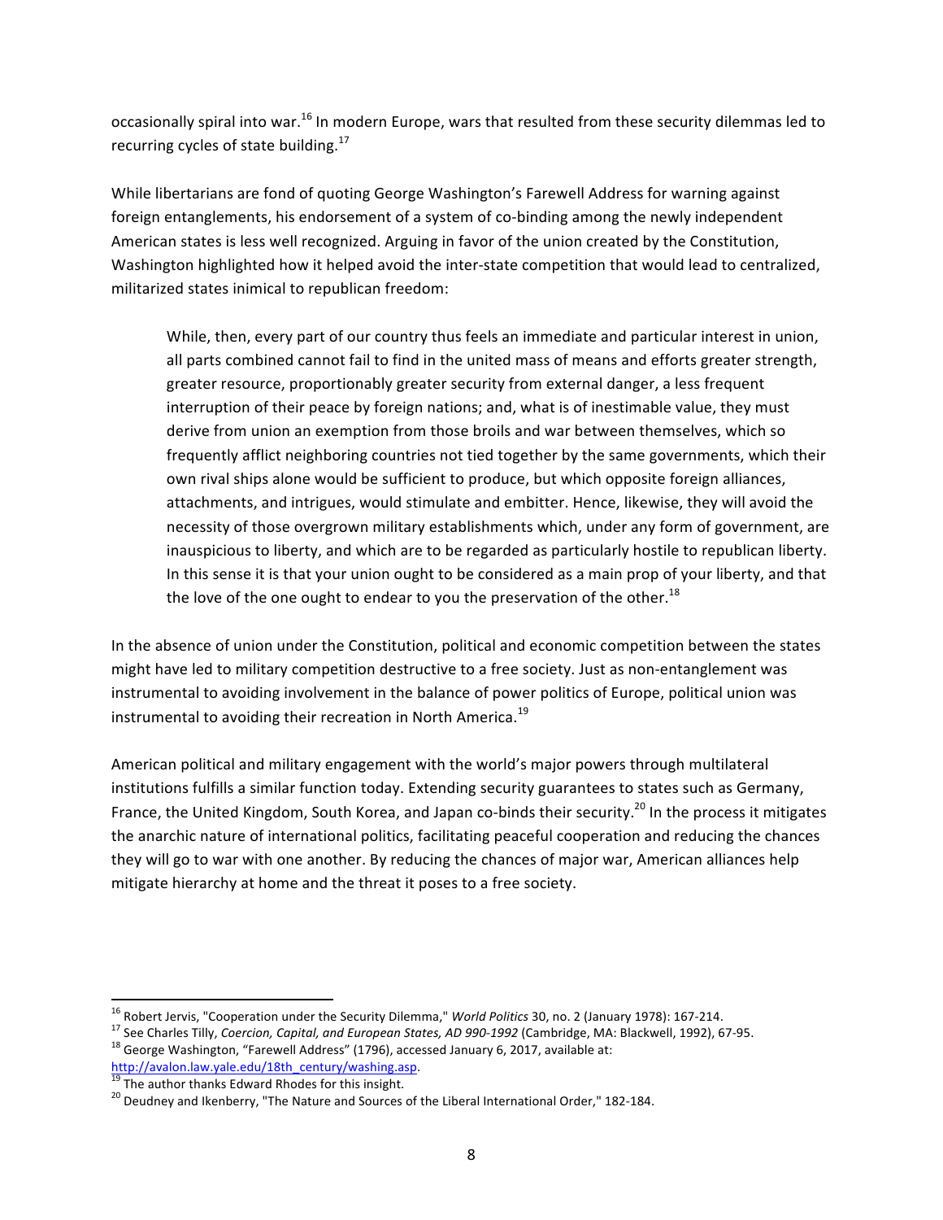occasionally spiral into war.[16] In modern Europe, wars that resulted from these security dilemmas led to recurring cycles of state building.[17]

While libertarians are fond of quoting George Washington's Farewell Address for warning against foreign entanglements, his endorsement of a system of co-binding among the newly independent American states is less well recognized. Arguing in favor of the union created by the Constitution, Washington highlighted how it helped avoid the inter-state competition that would lead to centralized, militarized states inimical to republican freedom:

> While, then, every part of our country thus feels an immediate and particular interest in union, all parts combined cannot fail to find in the united mass of means and efforts greater strength, greater resource, proportionably greater security from external danger, a less frequent interruption of their peace by foreign nations; and, what is of inestimable value, they must derive from union an exemption from those broils and war between themselves, which so frequently afflict neighboring countries not tied together by the same governments, which their own rival ships alone would be sufficient to produce, but which opposite foreign alliances, attachments, and intrigues, would stimulate and embitter. Hence, likewise, they will avoid the necessity of those overgrown military establishments which, under any form of government, are inauspicious to liberty, and which are to be regarded as particularly hostile to republican liberty. In this sense it is that your union ought to be considered as a main prop of your liberty, and that the love of the one ought to endear to you the preservation of the other.[18]

In the absence of union under the Constitution, political and economic competition between the states might have led to military competition destructive to a free society. Just as non-entanglement was instrumental to avoiding involvement in the balance of power politics of Europe, political union was instrumental to avoiding their recreation in North America.[19]

American political and military engagement with the world's major powers through multilateral institutions fulfills a similar function today. Extending security guarantees to states such as Germany, France, the United Kingdom, South Korea, and Japan co-binds their security.[20] In the process it mitigates the anarchic nature of international politics, facilitating peaceful cooperation and reducing the chances they will go to war with one another. By reducing the chances of major war, American alliances help mitigate hierarchy at home and the threat it poses to a free society.

---

[16] Robert Jervis, "Cooperation under the Security Dilemma," *World Politics* 30, no. 2 (January 1978): 167-214.

[17] See Charles Tilly, *Coercion, Capital, and European States, AD 990-1992* (Cambridge, MA: Blackwell, 1992), 67-95.

[18] George Washington, "Farewell Address" (1796), accessed January 6, 2017, available at: http://avalon.law.yale.edu/18th_century/washing.asp.

[19] The author thanks Edward Rhodes for this insight.

[20] Deudney and Ikenberry, "The Nature and Sources of the Liberal International Order," 182-184.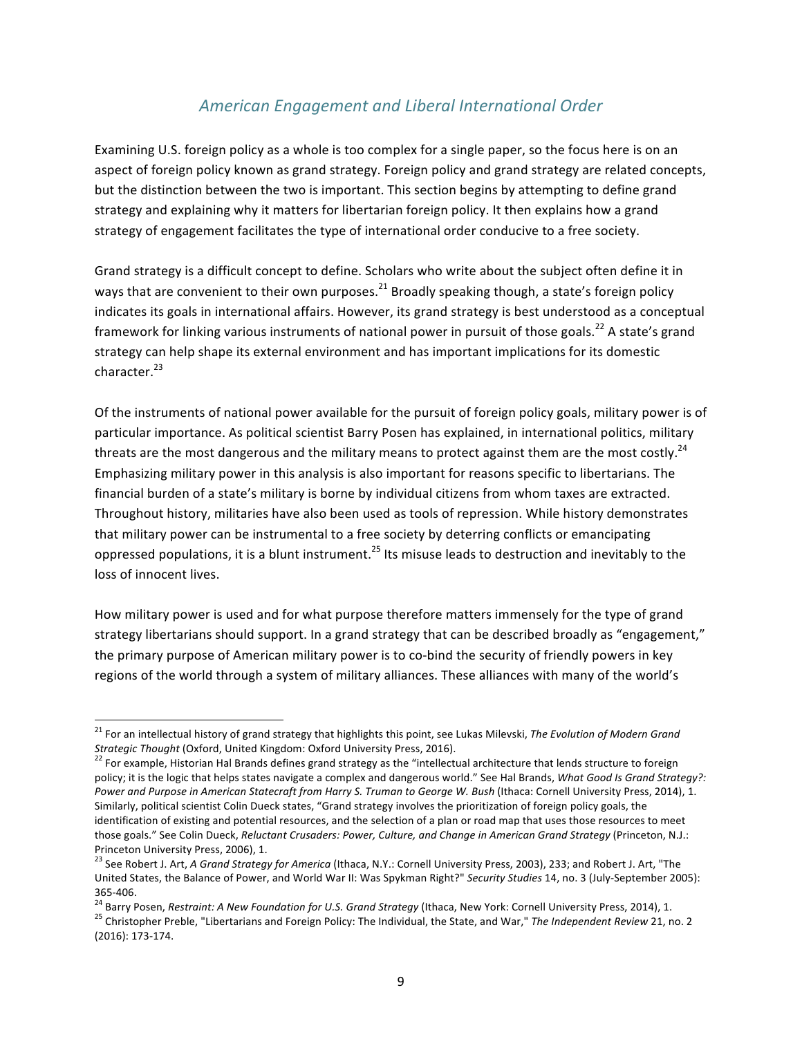## *American Engagement and Liberal International Order*

Examining U.S. foreign policy as a whole is too complex for a single paper, so the focus here is on an aspect of foreign policy known as grand strategy. Foreign policy and grand strategy are related concepts, but the distinction between the two is important. This section begins by attempting to define grand strategy and explaining why it matters for libertarian foreign policy. It then explains how a grand strategy of engagement facilitates the type of international order conducive to a free society.

Grand strategy is a difficult concept to define. Scholars who write about the subject often define it in ways that are convenient to their own purposes.[21] Broadly speaking though, a state's foreign policy indicates its goals in international affairs. However, its grand strategy is best understood as a conceptual framework for linking various instruments of national power in pursuit of those goals.[22] A state's grand strategy can help shape its external environment and has important implications for its domestic character.[23]

Of the instruments of national power available for the pursuit of foreign policy goals, military power is of particular importance. As political scientist Barry Posen has explained, in international politics, military threats are the most dangerous and the military means to protect against them are the most costly.[24] Emphasizing military power in this analysis is also important for reasons specific to libertarians. The financial burden of a state's military is borne by individual citizens from whom taxes are extracted. Throughout history, militaries have also been used as tools of repression. While history demonstrates that military power can be instrumental to a free society by deterring conflicts or emancipating oppressed populations, it is a blunt instrument.[25] Its misuse leads to destruction and inevitably to the loss of innocent lives.

How military power is used and for what purpose therefore matters immensely for the type of grand strategy libertarians should support. In a grand strategy that can be described broadly as "engagement," the primary purpose of American military power is to co-bind the security of friendly powers in key regions of the world through a system of military alliances. These alliances with many of the world's

---

[21] For an intellectual history of grand strategy that highlights this point, see Lukas Milevski, *The Evolution of Modern Grand Strategic Thought* (Oxford, United Kingdom: Oxford University Press, 2016).

[22] For example, Historian Hal Brands defines grand strategy as the "intellectual architecture that lends structure to foreign policy; it is the logic that helps states navigate a complex and dangerous world." See Hal Brands, *What Good Is Grand Strategy?: Power and Purpose in American Statecraft from Harry S. Truman to George W. Bush* (Ithaca: Cornell University Press, 2014), 1. Similarly, political scientist Colin Dueck states, "Grand strategy involves the prioritization of foreign policy goals, the identification of existing and potential resources, and the selection of a plan or road map that uses those resources to meet those goals." See Colin Dueck, *Reluctant Crusaders: Power, Culture, and Change in American Grand Strategy* (Princeton, N.J.: Princeton University Press, 2006), 1.

[23] See Robert J. Art, *A Grand Strategy for America* (Ithaca, N.Y.: Cornell University Press, 2003), 233; and Robert J. Art, "The United States, the Balance of Power, and World War II: Was Spykman Right?" *Security Studies* 14, no. 3 (July-September 2005): 365-406.

[24] Barry Posen, *Restraint: A New Foundation for U.S. Grand Strategy* (Ithaca, New York: Cornell University Press, 2014), 1.

[25] Christopher Preble, "Libertarians and Foreign Policy: The Individual, the State, and War," *The Independent Review* 21, no. 2 (2016): 173-174.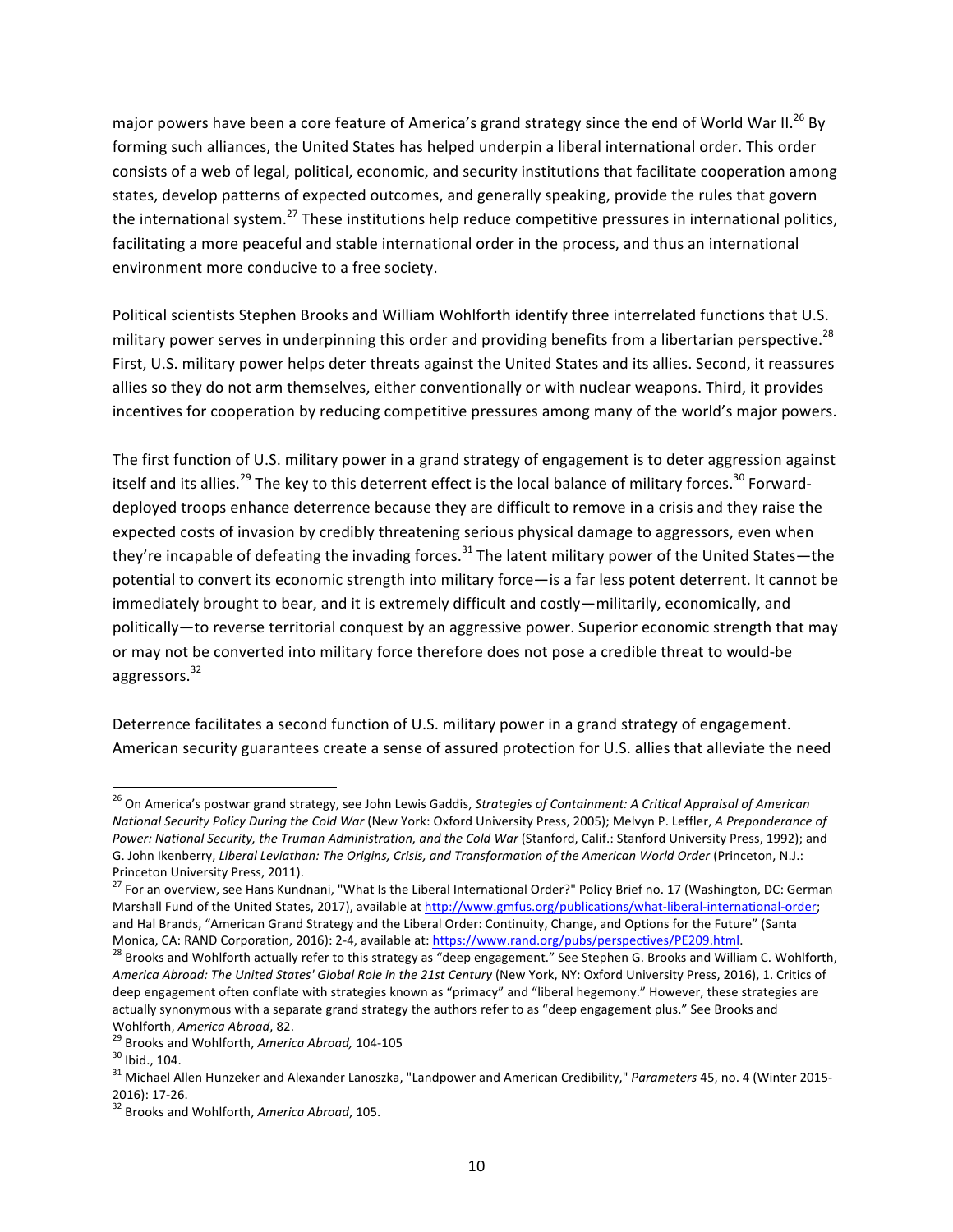major powers have been a core feature of America's grand strategy since the end of World War II.[26] By forming such alliances, the United States has helped underpin a liberal international order. This order consists of a web of legal, political, economic, and security institutions that facilitate cooperation among states, develop patterns of expected outcomes, and generally speaking, provide the rules that govern the international system.[27] These institutions help reduce competitive pressures in international politics, facilitating a more peaceful and stable international order in the process, and thus an international environment more conducive to a free society.

Political scientists Stephen Brooks and William Wohlforth identify three interrelated functions that U.S. military power serves in underpinning this order and providing benefits from a libertarian perspective.[28] First, U.S. military power helps deter threats against the United States and its allies. Second, it reassures allies so they do not arm themselves, either conventionally or with nuclear weapons. Third, it provides incentives for cooperation by reducing competitive pressures among many of the world's major powers.

The first function of U.S. military power in a grand strategy of engagement is to deter aggression against itself and its allies.[29] The key to this deterrent effect is the local balance of military forces.[30] Forward-deployed troops enhance deterrence because they are difficult to remove in a crisis and they raise the expected costs of invasion by credibly threatening serious physical damage to aggressors, even when they're incapable of defeating the invading forces.[31] The latent military power of the United States—the potential to convert its economic strength into military force—is a far less potent deterrent. It cannot be immediately brought to bear, and it is extremely difficult and costly—militarily, economically, and politically—to reverse territorial conquest by an aggressive power. Superior economic strength that may or may not be converted into military force therefore does not pose a credible threat to would-be aggressors.[32]

Deterrence facilitates a second function of U.S. military power in a grand strategy of engagement. American security guarantees create a sense of assured protection for U.S. allies that alleviate the need

---

[26] On America's postwar grand strategy, see John Lewis Gaddis, *Strategies of Containment: A Critical Appraisal of American National Security Policy During the Cold War* (New York: Oxford University Press, 2005); Melvyn P. Leffler, *A Preponderance of Power: National Security, the Truman Administration, and the Cold War* (Stanford, Calif.: Stanford University Press, 1992); and G. John Ikenberry, *Liberal Leviathan: The Origins, Crisis, and Transformation of the American World Order* (Princeton, N.J.: Princeton University Press, 2011).

[27] For an overview, see Hans Kundnani, "What Is the Liberal International Order?" Policy Brief no. 17 (Washington, DC: German Marshall Fund of the United States, 2017), available at http://www.gmfus.org/publications/what-liberal-international-order; and Hal Brands, "American Grand Strategy and the Liberal Order: Continuity, Change, and Options for the Future" (Santa Monica, CA: RAND Corporation, 2016): 2-4, available at: https://www.rand.org/pubs/perspectives/PE209.html.

[28] Brooks and Wohlforth actually refer to this strategy as "deep engagement." See Stephen G. Brooks and William C. Wohlforth, *America Abroad: The United States' Global Role in the 21st Century* (New York, NY: Oxford University Press, 2016), 1. Critics of deep engagement often conflate with strategies known as "primacy" and "liberal hegemony." However, these strategies are actually synonymous with a separate grand strategy the authors refer to as "deep engagement plus." See Brooks and Wohlforth, *America Abroad*, 82.

[29] Brooks and Wohlforth, *America Abroad,* 104-105

[30] Ibid., 104.

[31] Michael Allen Hunzeker and Alexander Lanoszka, "Landpower and American Credibility," *Parameters* 45, no. 4 (Winter 2015-2016): 17-26.

[32] Brooks and Wohlforth, *America Abroad*, 105.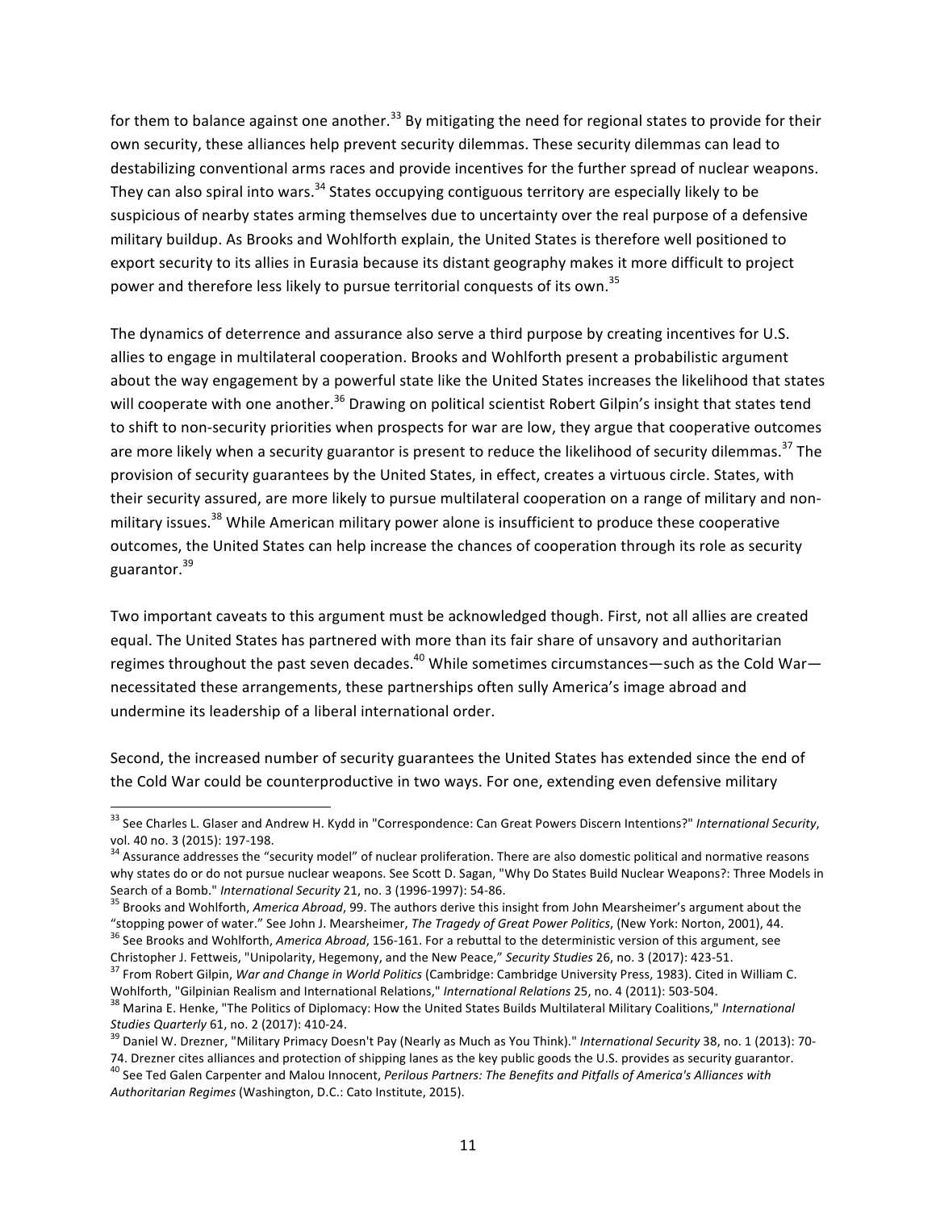for them to balance against one another.[33] By mitigating the need for regional states to provide for their own security, these alliances help prevent security dilemmas. These security dilemmas can lead to destabilizing conventional arms races and provide incentives for the further spread of nuclear weapons. They can also spiral into wars.[34] States occupying contiguous territory are especially likely to be suspicious of nearby states arming themselves due to uncertainty over the real purpose of a defensive military buildup. As Brooks and Wohlforth explain, the United States is therefore well positioned to export security to its allies in Eurasia because its distant geography makes it more difficult to project power and therefore less likely to pursue territorial conquests of its own.[35]

The dynamics of deterrence and assurance also serve a third purpose by creating incentives for U.S. allies to engage in multilateral cooperation. Brooks and Wohlforth present a probabilistic argument about the way engagement by a powerful state like the United States increases the likelihood that states will cooperate with one another.[36] Drawing on political scientist Robert Gilpin's insight that states tend to shift to non-security priorities when prospects for war are low, they argue that cooperative outcomes are more likely when a security guarantor is present to reduce the likelihood of security dilemmas.[37] The provision of security guarantees by the United States, in effect, creates a virtuous circle. States, with their security assured, are more likely to pursue multilateral cooperation on a range of military and non-military issues.[38] While American military power alone is insufficient to produce these cooperative outcomes, the United States can help increase the chances of cooperation through its role as security guarantor.[39]

Two important caveats to this argument must be acknowledged though. First, not all allies are created equal. The United States has partnered with more than its fair share of unsavory and authoritarian regimes throughout the past seven decades.[40] While sometimes circumstances—such as the Cold War—necessitated these arrangements, these partnerships often sully America's image abroad and undermine its leadership of a liberal international order.

Second, the increased number of security guarantees the United States has extended since the end of the Cold War could be counterproductive in two ways. For one, extending even defensive military

---

[33] See Charles L. Glaser and Andrew H. Kydd in "Correspondence: Can Great Powers Discern Intentions?" *International Security*, vol. 40 no. 3 (2015): 197-198.

[34] Assurance addresses the "security model" of nuclear proliferation. There are also domestic political and normative reasons why states do or do not pursue nuclear weapons. See Scott D. Sagan, "Why Do States Build Nuclear Weapons?: Three Models in Search of a Bomb." *International Security* 21, no. 3 (1996-1997): 54-86.

[35] Brooks and Wohlforth, *America Abroad*, 99. The authors derive this insight from John Mearsheimer's argument about the "stopping power of water." See John J. Mearsheimer, *The Tragedy of Great Power Politics*, (New York: Norton, 2001), 44.

[36] See Brooks and Wohlforth, *America Abroad*, 156-161. For a rebuttal to the deterministic version of this argument, see Christopher J. Fettweis, "Unipolarity, Hegemony, and the New Peace," *Security Studies* 26, no. 3 (2017): 423-51.

[37] From Robert Gilpin, *War and Change in World Politics* (Cambridge: Cambridge University Press, 1983). Cited in William C. Wohlforth, "Gilpinian Realism and International Relations," *International Relations* 25, no. 4 (2011): 503-504.

[38] Marina E. Henke, "The Politics of Diplomacy: How the United States Builds Multilateral Military Coalitions," *International Studies Quarterly* 61, no. 2 (2017): 410-24.

[39] Daniel W. Drezner, "Military Primacy Doesn't Pay (Nearly as Much as You Think)." *International Security* 38, no. 1 (2013): 70-74. Drezner cites alliances and protection of shipping lanes as the key public goods the U.S. provides as security guarantor.

[40] See Ted Galen Carpenter and Malou Innocent, *Perilous Partners: The Benefits and Pitfalls of America's Alliances with Authoritarian Regimes* (Washington, D.C.: Cato Institute, 2015).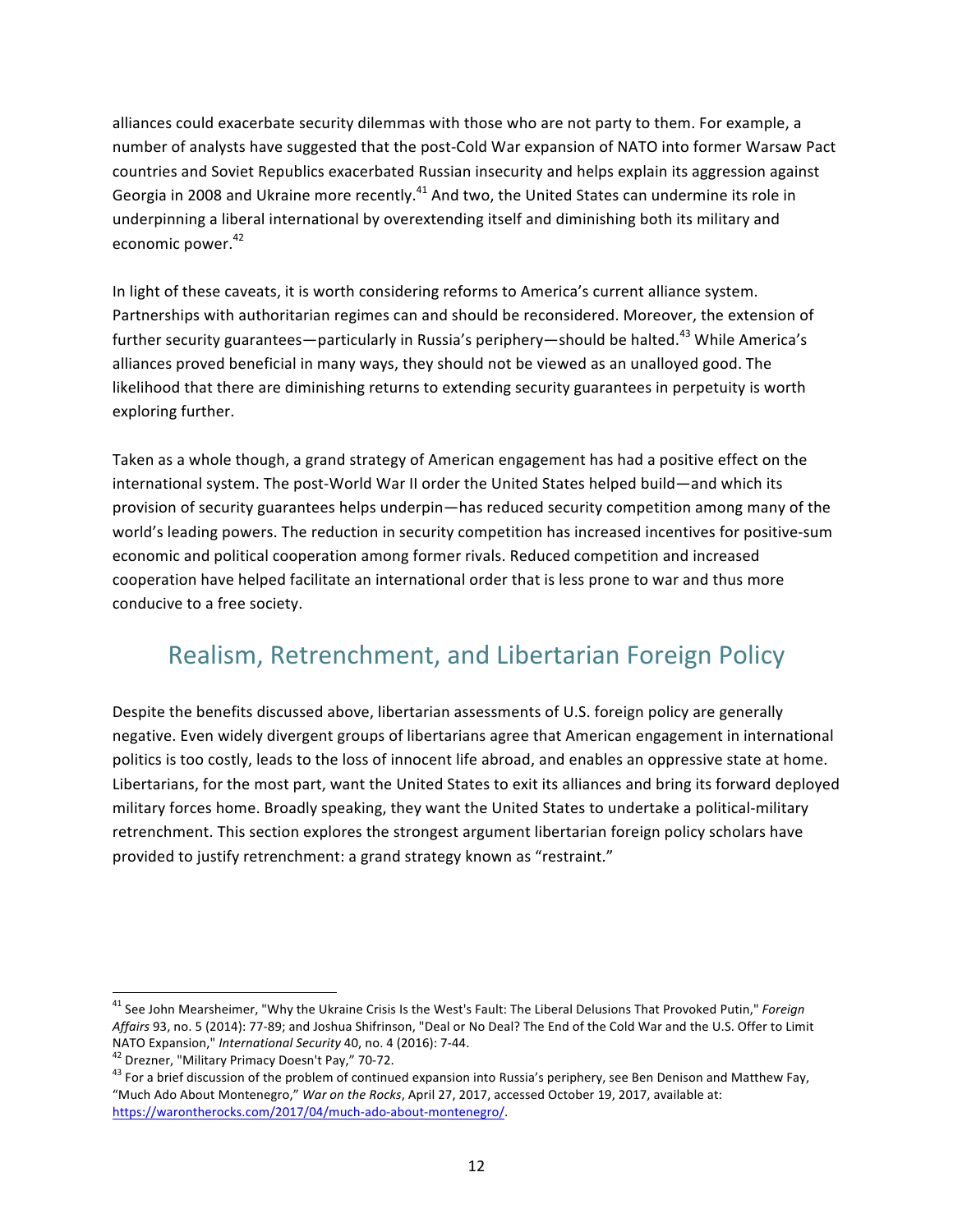alliances could exacerbate security dilemmas with those who are not party to them. For example, a number of analysts have suggested that the post-Cold War expansion of NATO into former Warsaw Pact countries and Soviet Republics exacerbated Russian insecurity and helps explain its aggression against Georgia in 2008 and Ukraine more recently.[41] And two, the United States can undermine its role in underpinning a liberal international by overextending itself and diminishing both its military and economic power.[42]

In light of these caveats, it is worth considering reforms to America's current alliance system. Partnerships with authoritarian regimes can and should be reconsidered. Moreover, the extension of further security guarantees—particularly in Russia's periphery—should be halted.[43] While America's alliances proved beneficial in many ways, they should not be viewed as an unalloyed good. The likelihood that there are diminishing returns to extending security guarantees in perpetuity is worth exploring further.

Taken as a whole though, a grand strategy of American engagement has had a positive effect on the international system. The post-World War II order the United States helped build—and which its provision of security guarantees helps underpin—has reduced security competition among many of the world's leading powers. The reduction in security competition has increased incentives for positive-sum economic and political cooperation among former rivals. Reduced competition and increased cooperation have helped facilitate an international order that is less prone to war and thus more conducive to a free society.

## Realism, Retrenchment, and Libertarian Foreign Policy

Despite the benefits discussed above, libertarian assessments of U.S. foreign policy are generally negative. Even widely divergent groups of libertarians agree that American engagement in international politics is too costly, leads to the loss of innocent life abroad, and enables an oppressive state at home. Libertarians, for the most part, want the United States to exit its alliances and bring its forward deployed military forces home. Broadly speaking, they want the United States to undertake a political-military retrenchment. This section explores the strongest argument libertarian foreign policy scholars have provided to justify retrenchment: a grand strategy known as "restraint."

---

[41] See John Mearsheimer, "Why the Ukraine Crisis Is the West's Fault: The Liberal Delusions That Provoked Putin," *Foreign Affairs* 93, no. 5 (2014): 77-89; and Joshua Shifrinson, "Deal or No Deal? The End of the Cold War and the U.S. Offer to Limit NATO Expansion," *International Security* 40, no. 4 (2016): 7-44.

[42] Drezner, "Military Primacy Doesn't Pay," 70-72.

[43] For a brief discussion of the problem of continued expansion into Russia's periphery, see Ben Denison and Matthew Fay, "Much Ado About Montenegro," *War on the Rocks*, April 27, 2017, accessed October 19, 2017, available at: https://warontherocks.com/2017/04/much-ado-about-montenegro/.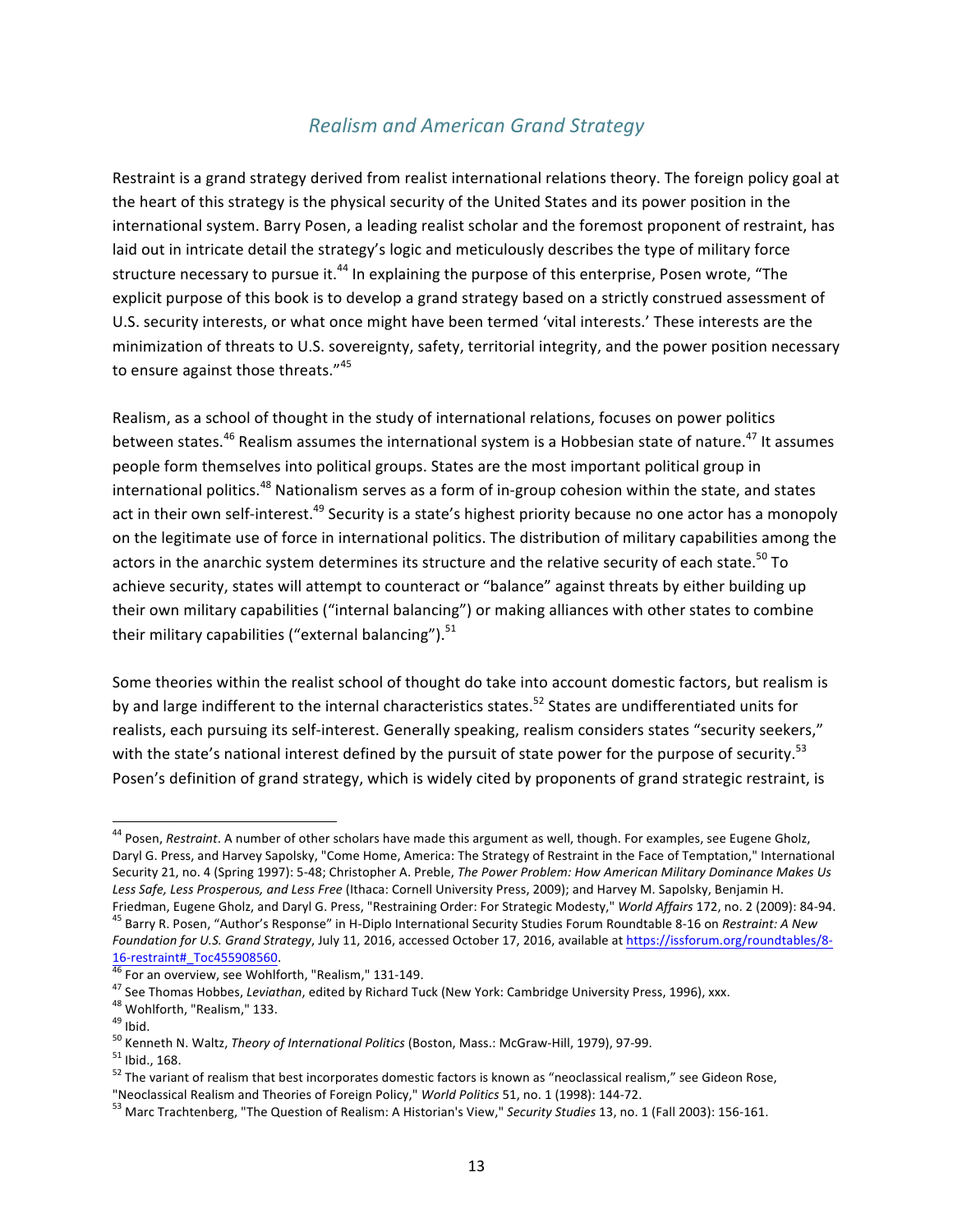## *Realism and American Grand Strategy*

Restraint is a grand strategy derived from realist international relations theory. The foreign policy goal at the heart of this strategy is the physical security of the United States and its power position in the international system. Barry Posen, a leading realist scholar and the foremost proponent of restraint, has laid out in intricate detail the strategy's logic and meticulously describes the type of military force structure necessary to pursue it.[44] In explaining the purpose of this enterprise, Posen wrote, "The explicit purpose of this book is to develop a grand strategy based on a strictly construed assessment of U.S. security interests, or what once might have been termed 'vital interests.' These interests are the minimization of threats to U.S. sovereignty, safety, territorial integrity, and the power position necessary to ensure against those threats."[45]

Realism, as a school of thought in the study of international relations, focuses on power politics between states.[46] Realism assumes the international system is a Hobbesian state of nature.[47] It assumes people form themselves into political groups. States are the most important political group in international politics.[48] Nationalism serves as a form of in-group cohesion within the state, and states act in their own self-interest.[49] Security is a state's highest priority because no one actor has a monopoly on the legitimate use of force in international politics. The distribution of military capabilities among the actors in the anarchic system determines its structure and the relative security of each state.[50] To achieve security, states will attempt to counteract or "balance" against threats by either building up their own military capabilities ("internal balancing") or making alliances with other states to combine their military capabilities ("external balancing").[51]

Some theories within the realist school of thought do take into account domestic factors, but realism is by and large indifferent to the internal characteristics states.[52] States are undifferentiated units for realists, each pursuing its self-interest. Generally speaking, realism considers states "security seekers," with the state's national interest defined by the pursuit of state power for the purpose of security.[53] Posen's definition of grand strategy, which is widely cited by proponents of grand strategic restraint, is

---

[44] Posen, *Restraint*. A number of other scholars have made this argument as well, though. For examples, see Eugene Gholz, Daryl G. Press, and Harvey Sapolsky, "Come Home, America: The Strategy of Restraint in the Face of Temptation," International Security 21, no. 4 (Spring 1997): 5-48; Christopher A. Preble, *The Power Problem: How American Military Dominance Makes Us Less Safe, Less Prosperous, and Less Free* (Ithaca: Cornell University Press, 2009); and Harvey M. Sapolsky, Benjamin H. Friedman, Eugene Gholz, and Daryl G. Press, "Restraining Order: For Strategic Modesty," *World Affairs* 172, no. 2 (2009): 84-94.

[45] Barry R. Posen, "Author's Response" in H-Diplo International Security Studies Forum Roundtable 8-16 on *Restraint: A New Foundation for U.S. Grand Strategy*, July 11, 2016, accessed October 17, 2016, available at https://issforum.org/roundtables/8-16-restraint#_Toc455908560.

[46] For an overview, see Wohlforth, "Realism," 131-149.

[47] See Thomas Hobbes, *Leviathan*, edited by Richard Tuck (New York: Cambridge University Press, 1996), xxx.

[48] Wohlforth, "Realism," 133.

[49] Ibid.

[50] Kenneth N. Waltz, *Theory of International Politics* (Boston, Mass.: McGraw-Hill, 1979), 97-99.

[51] Ibid., 168.

[52] The variant of realism that best incorporates domestic factors is known as "neoclassical realism," see Gideon Rose, "Neoclassical Realism and Theories of Foreign Policy," *World Politics* 51, no. 1 (1998): 144-72.

[53] Marc Trachtenberg, "The Question of Realism: A Historian's View," *Security Studies* 13, no. 1 (Fall 2003): 156-161.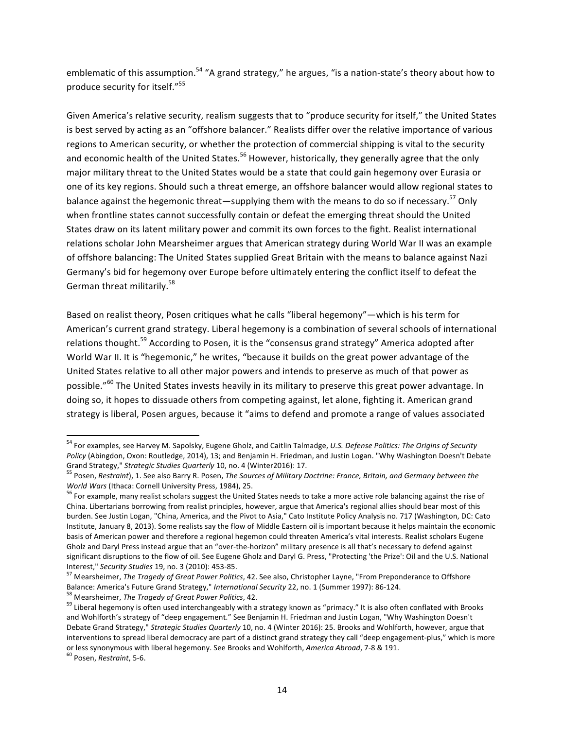emblematic of this assumption.[54] "A grand strategy," he argues, "is a nation-state's theory about how to produce security for itself."[55]

Given America's relative security, realism suggests that to "produce security for itself," the United States is best served by acting as an "offshore balancer." Realists differ over the relative importance of various regions to American security, or whether the protection of commercial shipping is vital to the security and economic health of the United States.[56] However, historically, they generally agree that the only major military threat to the United States would be a state that could gain hegemony over Eurasia or one of its key regions. Should such a threat emerge, an offshore balancer would allow regional states to balance against the hegemonic threat—supplying them with the means to do so if necessary.[57] Only when frontline states cannot successfully contain or defeat the emerging threat should the United States draw on its latent military power and commit its own forces to the fight. Realist international relations scholar John Mearsheimer argues that American strategy during World War II was an example of offshore balancing: The United States supplied Great Britain with the means to balance against Nazi Germany's bid for hegemony over Europe before ultimately entering the conflict itself to defeat the German threat militarily.[58]

Based on realist theory, Posen critiques what he calls "liberal hegemony"—which is his term for American's current grand strategy. Liberal hegemony is a combination of several schools of international relations thought.[59] According to Posen, it is the "consensus grand strategy" America adopted after World War II. It is "hegemonic," he writes, "because it builds on the great power advantage of the United States relative to all other major powers and intends to preserve as much of that power as possible."[60] The United States invests heavily in its military to preserve this great power advantage. In doing so, it hopes to dissuade others from competing against, let alone, fighting it. American grand strategy is liberal, Posen argues, because it "aims to defend and promote a range of values associated

---

[54] For examples, see Harvey M. Sapolsky, Eugene Gholz, and Caitlin Talmadge, *U.S. Defense Politics: The Origins of Security Policy* (Abingdon, Oxon: Routledge, 2014), 13; and Benjamin H. Friedman, and Justin Logan. "Why Washington Doesn't Debate Grand Strategy," *Strategic Studies Quarterly* 10, no. 4 (Winter2016): 17.

[55] Posen, *Restraint*), 1. See also Barry R. Posen, *The Sources of Military Doctrine: France, Britain, and Germany between the World Wars* (Ithaca: Cornell University Press, 1984), 25.

[56] For example, many realist scholars suggest the United States needs to take a more active role balancing against the rise of China. Libertarians borrowing from realist principles, however, argue that America's regional allies should bear most of this burden. See Justin Logan, "China, America, and the Pivot to Asia," Cato Institute Policy Analysis no. 717 (Washington, DC: Cato Institute, January 8, 2013). Some realists say the flow of Middle Eastern oil is important because it helps maintain the economic basis of American power and therefore a regional hegemon could threaten America's vital interests. Realist scholars Eugene Gholz and Daryl Press instead argue that an "over-the-horizon" military presence is all that's necessary to defend against significant disruptions to the flow of oil. See Eugene Gholz and Daryl G. Press, "Protecting 'the Prize': Oil and the U.S. National Interest," *Security Studies* 19, no. 3 (2010): 453-85.

[57] Mearsheimer, *The Tragedy of Great Power Politics*, 42. See also, Christopher Layne, "From Preponderance to Offshore Balance: America's Future Grand Strategy," *International Security* 22, no. 1 (Summer 1997): 86-124.

[58] Mearsheimer, *The Tragedy of Great Power Politics*, 42.

[59] Liberal hegemony is often used interchangeably with a strategy known as "primacy." It is also often conflated with Brooks and Wohlforth's strategy of "deep engagement." See Benjamin H. Friedman and Justin Logan, "Why Washington Doesn't Debate Grand Strategy," *Strategic Studies Quarterly* 10, no. 4 (Winter 2016): 25. Brooks and Wohlforth, however, argue that interventions to spread liberal democracy are part of a distinct grand strategy they call "deep engagement-plus," which is more or less synonymous with liberal hegemony. See Brooks and Wohlforth, *America Abroad*, 7-8 & 191.

[60] Posen, *Restraint*, 5-6.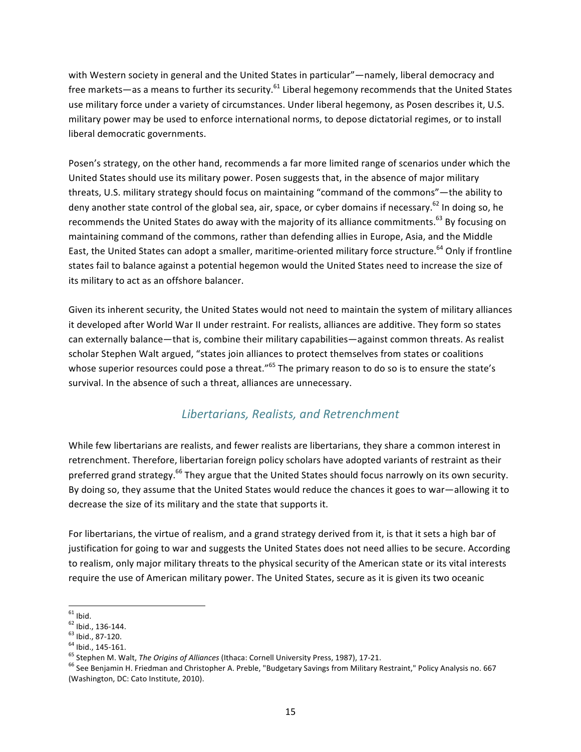with Western society in general and the United States in particular"—namely, liberal democracy and free markets—as a means to further its security.[61] Liberal hegemony recommends that the United States use military force under a variety of circumstances. Under liberal hegemony, as Posen describes it, U.S. military power may be used to enforce international norms, to depose dictatorial regimes, or to install liberal democratic governments.

Posen's strategy, on the other hand, recommends a far more limited range of scenarios under which the United States should use its military power. Posen suggests that, in the absence of major military threats, U.S. military strategy should focus on maintaining "command of the commons"—the ability to deny another state control of the global sea, air, space, or cyber domains if necessary.[62] In doing so, he recommends the United States do away with the majority of its alliance commitments.[63] By focusing on maintaining command of the commons, rather than defending allies in Europe, Asia, and the Middle East, the United States can adopt a smaller, maritime-oriented military force structure.[64] Only if frontline states fail to balance against a potential hegemon would the United States need to increase the size of its military to act as an offshore balancer.

Given its inherent security, the United States would not need to maintain the system of military alliances it developed after World War II under restraint. For realists, alliances are additive. They form so states can externally balance—that is, combine their military capabilities—against common threats. As realist scholar Stephen Walt argued, "states join alliances to protect themselves from states or coalitions whose superior resources could pose a threat."[65] The primary reason to do so is to ensure the state's survival. In the absence of such a threat, alliances are unnecessary.

## *Libertarians, Realists, and Retrenchment*

While few libertarians are realists, and fewer realists are libertarians, they share a common interest in retrenchment. Therefore, libertarian foreign policy scholars have adopted variants of restraint as their preferred grand strategy.[66] They argue that the United States should focus narrowly on its own security. By doing so, they assume that the United States would reduce the chances it goes to war—allowing it to decrease the size of its military and the state that supports it.

For libertarians, the virtue of realism, and a grand strategy derived from it, is that it sets a high bar of justification for going to war and suggests the United States does not need allies to be secure. According to realism, only major military threats to the physical security of the American state or its vital interests require the use of American military power. The United States, secure as it is given its two oceanic

---

[61] Ibid.

[62] Ibid., 136-144.

[63] Ibid., 87-120.

[64] Ibid., 145-161.

[65] Stephen M. Walt, *The Origins of Alliances* (Ithaca: Cornell University Press, 1987), 17-21.

[66] See Benjamin H. Friedman and Christopher A. Preble, "Budgetary Savings from Military Restraint," Policy Analysis no. 667 (Washington, DC: Cato Institute, 2010).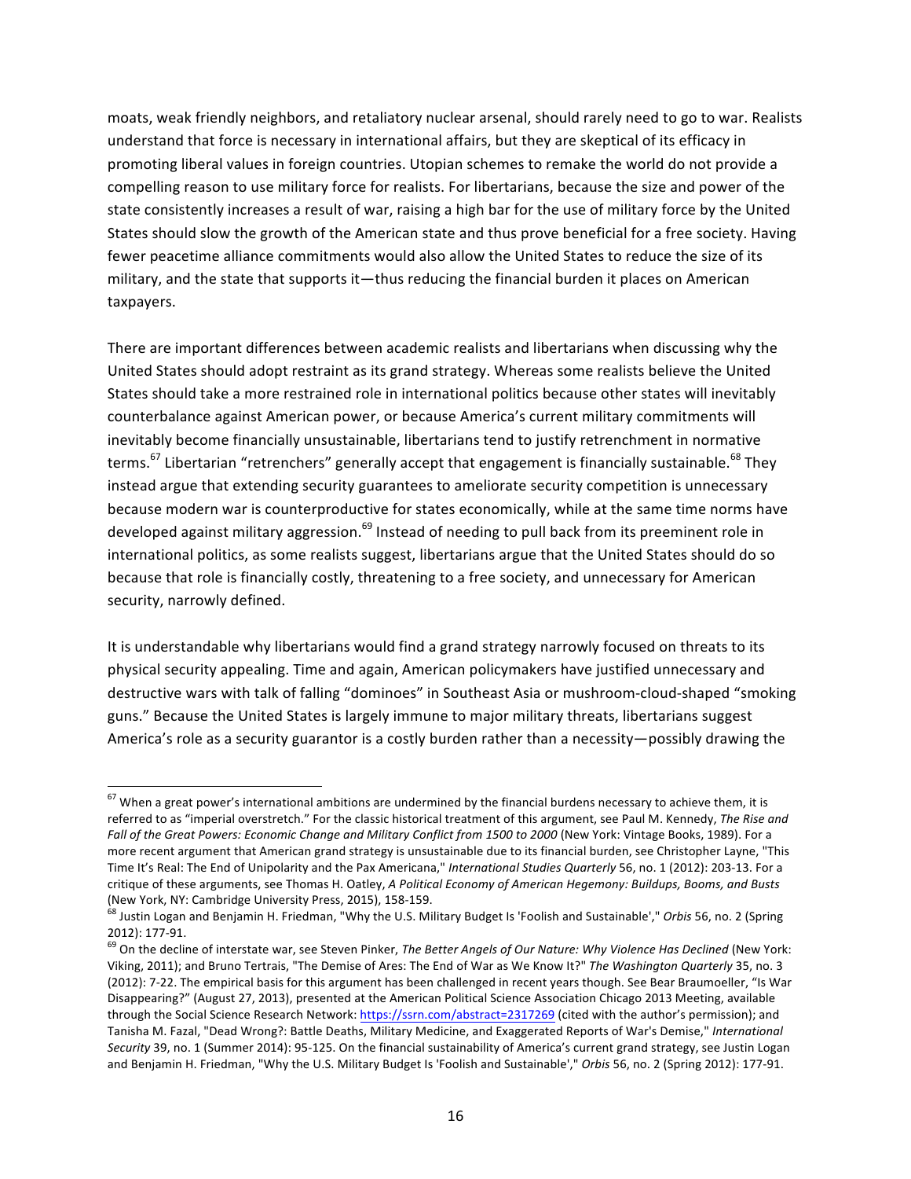moats, weak friendly neighbors, and retaliatory nuclear arsenal, should rarely need to go to war. Realists understand that force is necessary in international affairs, but they are skeptical of its efficacy in promoting liberal values in foreign countries. Utopian schemes to remake the world do not provide a compelling reason to use military force for realists. For libertarians, because the size and power of the state consistently increases a result of war, raising a high bar for the use of military force by the United States should slow the growth of the American state and thus prove beneficial for a free society. Having fewer peacetime alliance commitments would also allow the United States to reduce the size of its military, and the state that supports it—thus reducing the financial burden it places on American taxpayers.

There are important differences between academic realists and libertarians when discussing why the United States should adopt restraint as its grand strategy. Whereas some realists believe the United States should take a more restrained role in international politics because other states will inevitably counterbalance against American power, or because America's current military commitments will inevitably become financially unsustainable, libertarians tend to justify retrenchment in normative terms.[67] Libertarian "retrenchers" generally accept that engagement is financially sustainable.[68] They instead argue that extending security guarantees to ameliorate security competition is unnecessary because modern war is counterproductive for states economically, while at the same time norms have developed against military aggression.[69] Instead of needing to pull back from its preeminent role in international politics, as some realists suggest, libertarians argue that the United States should do so because that role is financially costly, threatening to a free society, and unnecessary for American security, narrowly defined.

It is understandable why libertarians would find a grand strategy narrowly focused on threats to its physical security appealing. Time and again, American policymakers have justified unnecessary and destructive wars with talk of falling "dominoes" in Southeast Asia or mushroom-cloud-shaped "smoking guns." Because the United States is largely immune to major military threats, libertarians suggest America's role as a security guarantor is a costly burden rather than a necessity—possibly drawing the

[67] When a great power's international ambitions are undermined by the financial burdens necessary to achieve them, it is referred to as "imperial overstretch." For the classic historical treatment of this argument, see Paul M. Kennedy, *The Rise and Fall of the Great Powers: Economic Change and Military Conflict from 1500 to 2000* (New York: Vintage Books, 1989). For a more recent argument that American grand strategy is unsustainable due to its financial burden, see Christopher Layne, "This Time It's Real: The End of Unipolarity and the Pax Americana," *International Studies Quarterly* 56, no. 1 (2012): 203-13. For a critique of these arguments, see Thomas H. Oatley, *A Political Economy of American Hegemony: Buildups, Booms, and Busts* (New York, NY: Cambridge University Press, 2015), 158-159.

[68] Justin Logan and Benjamin H. Friedman, "Why the U.S. Military Budget Is 'Foolish and Sustainable'," *Orbis* 56, no. 2 (Spring 2012): 177-91.

[69] On the decline of interstate war, see Steven Pinker, *The Better Angels of Our Nature: Why Violence Has Declined* (New York: Viking, 2011); and Bruno Tertrais, "The Demise of Ares: The End of War as We Know It?" *The Washington Quarterly* 35, no. 3 (2012): 7-22. The empirical basis for this argument has been challenged in recent years though. See Bear Braumoeller, "Is War Disappearing?" (August 27, 2013), presented at the American Political Science Association Chicago 2013 Meeting, available through the Social Science Research Network: https://ssrn.com/abstract=2317269 (cited with the author's permission); and Tanisha M. Fazal, "Dead Wrong?: Battle Deaths, Military Medicine, and Exaggerated Reports of War's Demise," *International Security* 39, no. 1 (Summer 2014): 95-125. On the financial sustainability of America's current grand strategy, see Justin Logan and Benjamin H. Friedman, "Why the U.S. Military Budget Is 'Foolish and Sustainable'," *Orbis* 56, no. 2 (Spring 2012): 177-91.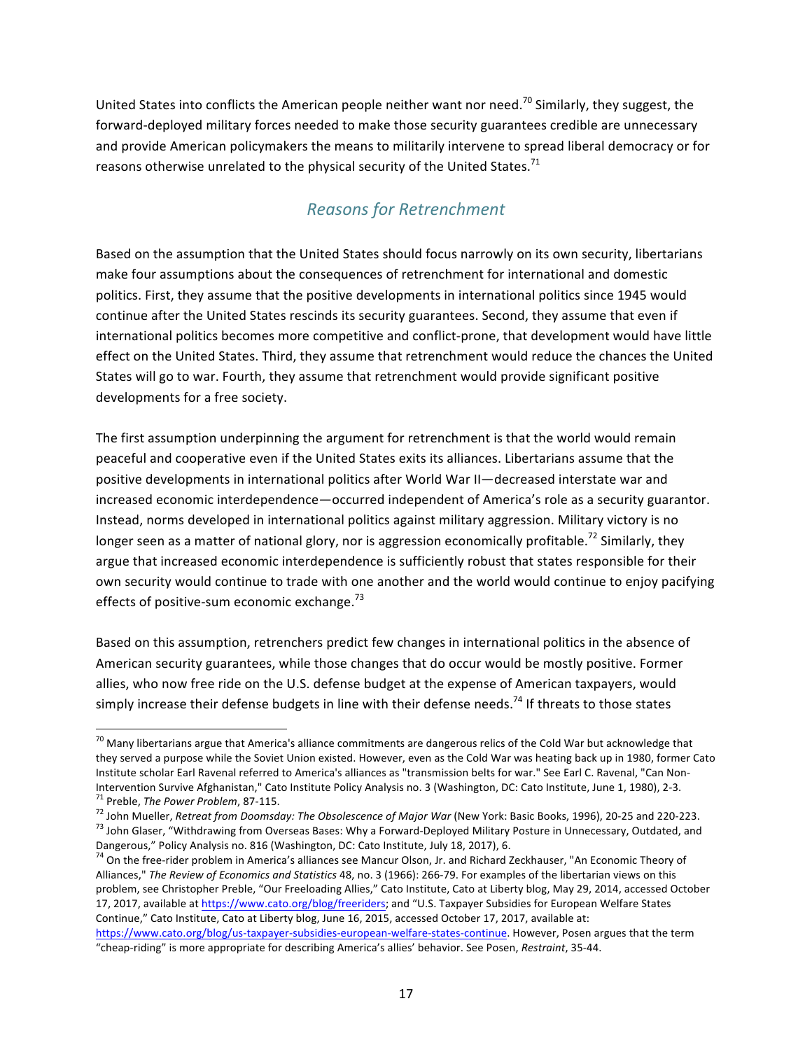United States into conflicts the American people neither want nor need.[70] Similarly, they suggest, the forward-deployed military forces needed to make those security guarantees credible are unnecessary and provide American policymakers the means to militarily intervene to spread liberal democracy or for reasons otherwise unrelated to the physical security of the United States.[71]

## *Reasons for Retrenchment*

Based on the assumption that the United States should focus narrowly on its own security, libertarians make four assumptions about the consequences of retrenchment for international and domestic politics. First, they assume that the positive developments in international politics since 1945 would continue after the United States rescinds its security guarantees. Second, they assume that even if international politics becomes more competitive and conflict-prone, that development would have little effect on the United States. Third, they assume that retrenchment would reduce the chances the United States will go to war. Fourth, they assume that retrenchment would provide significant positive developments for a free society.

The first assumption underpinning the argument for retrenchment is that the world would remain peaceful and cooperative even if the United States exits its alliances. Libertarians assume that the positive developments in international politics after World War II—decreased interstate war and increased economic interdependence—occurred independent of America's role as a security guarantor. Instead, norms developed in international politics against military aggression. Military victory is no longer seen as a matter of national glory, nor is aggression economically profitable.[72] Similarly, they argue that increased economic interdependence is sufficiently robust that states responsible for their own security would continue to trade with one another and the world would continue to enjoy pacifying effects of positive-sum economic exchange.[73]

Based on this assumption, retrenchers predict few changes in international politics in the absence of American security guarantees, while those changes that do occur would be mostly positive. Former allies, who now free ride on the U.S. defense budget at the expense of American taxpayers, would simply increase their defense budgets in line with their defense needs.[74] If threats to those states

---

[70] Many libertarians argue that America's alliance commitments are dangerous relics of the Cold War but acknowledge that they served a purpose while the Soviet Union existed. However, even as the Cold War was heating back up in 1980, former Cato Institute scholar Earl Ravenal referred to America's alliances as "transmission belts for war." See Earl C. Ravenal, "Can Non-Intervention Survive Afghanistan," Cato Institute Policy Analysis no. 3 (Washington, DC: Cato Institute, June 1, 1980), 2-3.

[71] Preble, *The Power Problem*, 87-115.

[72] John Mueller, *Retreat from Doomsday: The Obsolescence of Major War* (New York: Basic Books, 1996), 20-25 and 220-223.

[73] John Glaser, "Withdrawing from Overseas Bases: Why a Forward-Deployed Military Posture in Unnecessary, Outdated, and Dangerous," Policy Analysis no. 816 (Washington, DC: Cato Institute, July 18, 2017), 6.

[74] On the free-rider problem in America's alliances see Mancur Olson, Jr. and Richard Zeckhauser, "An Economic Theory of Alliances," *The Review of Economics and Statistics* 48, no. 3 (1966): 266-79. For examples of the libertarian views on this problem, see Christopher Preble, "Our Freeloading Allies," Cato Institute, Cato at Liberty blog, May 29, 2014, accessed October 17, 2017, available at https://www.cato.org/blog/freeriders; and "U.S. Taxpayer Subsidies for European Welfare States Continue," Cato Institute, Cato at Liberty blog, June 16, 2015, accessed October 17, 2017, available at: https://www.cato.org/blog/us-taxpayer-subsidies-european-welfare-states-continue. However, Posen argues that the term "cheap-riding" is more appropriate for describing America's allies' behavior. See Posen, *Restraint*, 35-44.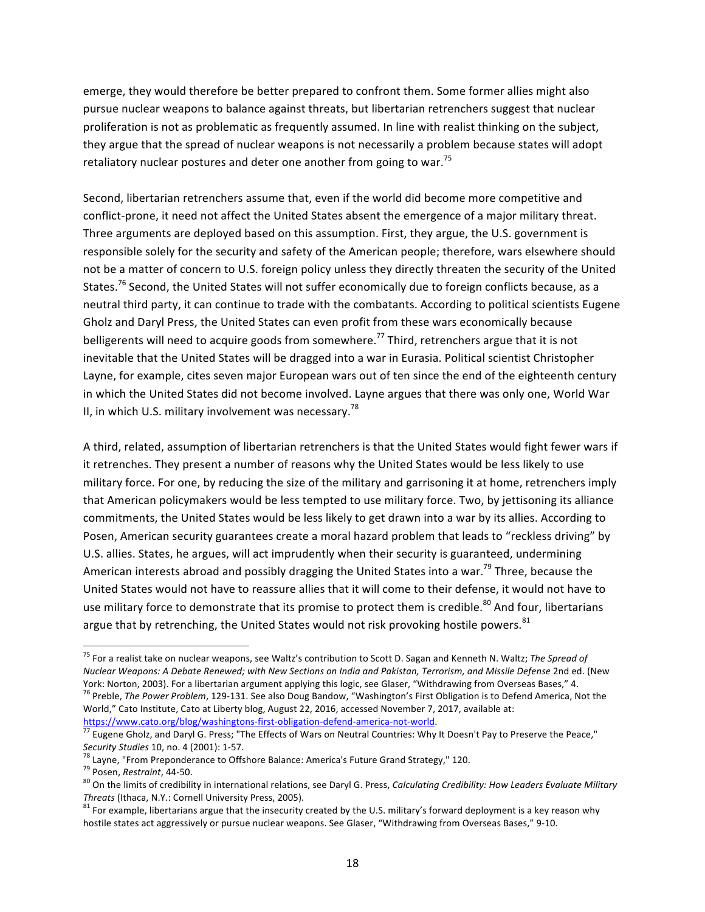emerge, they would therefore be better prepared to confront them. Some former allies might also pursue nuclear weapons to balance against threats, but libertarian retrenchers suggest that nuclear proliferation is not as problematic as frequently assumed. In line with realist thinking on the subject, they argue that the spread of nuclear weapons is not necessarily a problem because states will adopt retaliatory nuclear postures and deter one another from going to war.[75]

Second, libertarian retrenchers assume that, even if the world did become more competitive and conflict-prone, it need not affect the United States absent the emergence of a major military threat. Three arguments are deployed based on this assumption. First, they argue, the U.S. government is responsible solely for the security and safety of the American people; therefore, wars elsewhere should not be a matter of concern to U.S. foreign policy unless they directly threaten the security of the United States.[76] Second, the United States will not suffer economically due to foreign conflicts because, as a neutral third party, it can continue to trade with the combatants. According to political scientists Eugene Gholz and Daryl Press, the United States can even profit from these wars economically because belligerents will need to acquire goods from somewhere.[77] Third, retrenchers argue that it is not inevitable that the United States will be dragged into a war in Eurasia. Political scientist Christopher Layne, for example, cites seven major European wars out of ten since the end of the eighteenth century in which the United States did not become involved. Layne argues that there was only one, World War II, in which U.S. military involvement was necessary.[78]

A third, related, assumption of libertarian retrenchers is that the United States would fight fewer wars if it retrenches. They present a number of reasons why the United States would be less likely to use military force. For one, by reducing the size of the military and garrisoning it at home, retrenchers imply that American policymakers would be less tempted to use military force. Two, by jettisoning its alliance commitments, the United States would be less likely to get drawn into a war by its allies. According to Posen, American security guarantees create a moral hazard problem that leads to "reckless driving" by U.S. allies. States, he argues, will act imprudently when their security is guaranteed, undermining American interests abroad and possibly dragging the United States into a war.[79] Three, because the United States would not have to reassure allies that it will come to their defense, it would not have to use military force to demonstrate that its promise to protect them is credible.[80] And four, libertarians argue that by retrenching, the United States would not risk provoking hostile powers.[81]

---

[75] For a realist take on nuclear weapons, see Waltz's contribution to Scott D. Sagan and Kenneth N. Waltz; *The Spread of Nuclear Weapons: A Debate Renewed; with New Sections on India and Pakistan, Terrorism, and Missile Defense* 2nd ed. (New York: Norton, 2003). For a libertarian argument applying this logic, see Glaser, "Withdrawing from Overseas Bases," 4.

[76] Preble, *The Power Problem*, 129-131. See also Doug Bandow, "Washington's First Obligation is to Defend America, Not the World," Cato Institute, Cato at Liberty blog, August 22, 2016, accessed November 7, 2017, available at: https://www.cato.org/blog/washingtons-first-obligation-defend-america-not-world.

[77] Eugene Gholz, and Daryl G. Press; "The Effects of Wars on Neutral Countries: Why It Doesn't Pay to Preserve the Peace," *Security Studies* 10, no. 4 (2001): 1-57.

[78] Layne, "From Preponderance to Offshore Balance: America's Future Grand Strategy," 120.

[79] Posen, *Restraint*, 44-50.

[80] On the limits of credibility in international relations, see Daryl G. Press, *Calculating Credibility: How Leaders Evaluate Military Threats* (Ithaca, N.Y.: Cornell University Press, 2005).

[81] For example, libertarians argue that the insecurity created by the U.S. military's forward deployment is a key reason why hostile states act aggressively or pursue nuclear weapons. See Glaser, "Withdrawing from Overseas Bases," 9-10.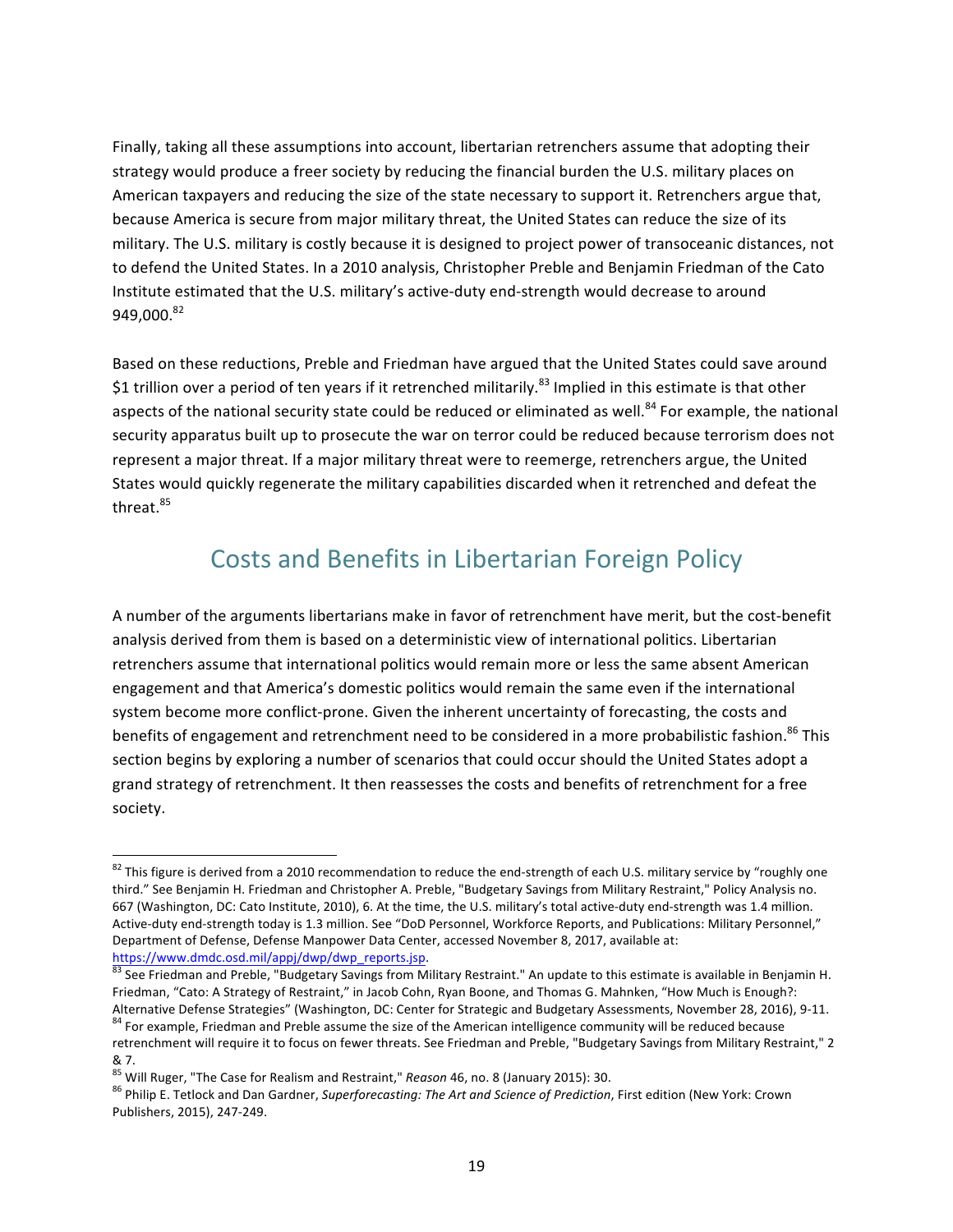Finally, taking all these assumptions into account, libertarian retrenchers assume that adopting their strategy would produce a freer society by reducing the financial burden the U.S. military places on American taxpayers and reducing the size of the state necessary to support it. Retrenchers argue that, because America is secure from major military threat, the United States can reduce the size of its military. The U.S. military is costly because it is designed to project power of transoceanic distances, not to defend the United States. In a 2010 analysis, Christopher Preble and Benjamin Friedman of the Cato Institute estimated that the U.S. military's active-duty end-strength would decrease to around 949,000.[82]

Based on these reductions, Preble and Friedman have argued that the United States could save around $1 trillion over a period of ten years if it retrenched militarily.[83] Implied in this estimate is that other aspects of the national security state could be reduced or eliminated as well.[84] For example, the national security apparatus built up to prosecute the war on terror could be reduced because terrorism does not represent a major threat. If a major military threat were to reemerge, retrenchers argue, the United States would quickly regenerate the military capabilities discarded when it retrenched and defeat the threat.[85]

## Costs and Benefits in Libertarian Foreign Policy

A number of the arguments libertarians make in favor of retrenchment have merit, but the cost-benefit analysis derived from them is based on a deterministic view of international politics. Libertarian retrenchers assume that international politics would remain more or less the same absent American engagement and that America's domestic politics would remain the same even if the international system become more conflict-prone. Given the inherent uncertainty of forecasting, the costs and benefits of engagement and retrenchment need to be considered in a more probabilistic fashion.[86] This section begins by exploring a number of scenarios that could occur should the United States adopt a grand strategy of retrenchment. It then reassesses the costs and benefits of retrenchment for a free society.

---

[82] This figure is derived from a 2010 recommendation to reduce the end-strength of each U.S. military service by "roughly one third." See Benjamin H. Friedman and Christopher A. Preble, "Budgetary Savings from Military Restraint," Policy Analysis no. 667 (Washington, DC: Cato Institute, 2010), 6. At the time, the U.S. military's total active-duty end-strength was 1.4 million. Active-duty end-strength today is 1.3 million. See "DoD Personnel, Workforce Reports, and Publications: Military Personnel," Department of Defense, Defense Manpower Data Center, accessed November 8, 2017, available at: https://www.dmdc.osd.mil/appj/dwp/dwp_reports.jsp.

[83] See Friedman and Preble, "Budgetary Savings from Military Restraint." An update to this estimate is available in Benjamin H. Friedman, "Cato: A Strategy of Restraint," in Jacob Cohn, Ryan Boone, and Thomas G. Mahnken, "How Much is Enough?: Alternative Defense Strategies" (Washington, DC: Center for Strategic and Budgetary Assessments, November 28, 2016), 9-11.

[84] For example, Friedman and Preble assume the size of the American intelligence community will be reduced because retrenchment will require it to focus on fewer threats. See Friedman and Preble, "Budgetary Savings from Military Restraint," 2 & 7.

[85] Will Ruger, "The Case for Realism and Restraint," *Reason* 46, no. 8 (January 2015): 30.

[86] Philip E. Tetlock and Dan Gardner, *Superforecasting: The Art and Science of Prediction*, First edition (New York: Crown Publishers, 2015), 247-249.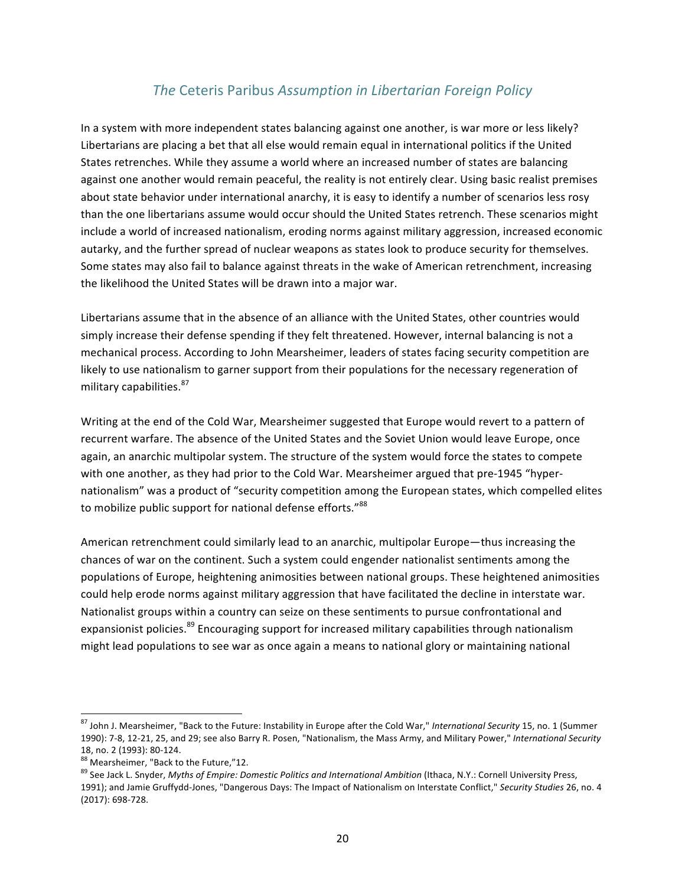## *The* Ceteris Paribus *Assumption in Libertarian Foreign Policy*

In a system with more independent states balancing against one another, is war more or less likely? Libertarians are placing a bet that all else would remain equal in international politics if the United States retrenches. While they assume a world where an increased number of states are balancing against one another would remain peaceful, the reality is not entirely clear. Using basic realist premises about state behavior under international anarchy, it is easy to identify a number of scenarios less rosy than the one libertarians assume would occur should the United States retrench. These scenarios might include a world of increased nationalism, eroding norms against military aggression, increased economic autarky, and the further spread of nuclear weapons as states look to produce security for themselves. Some states may also fail to balance against threats in the wake of American retrenchment, increasing the likelihood the United States will be drawn into a major war.

Libertarians assume that in the absence of an alliance with the United States, other countries would simply increase their defense spending if they felt threatened. However, internal balancing is not a mechanical process. According to John Mearsheimer, leaders of states facing security competition are likely to use nationalism to garner support from their populations for the necessary regeneration of military capabilities.[87]

Writing at the end of the Cold War, Mearsheimer suggested that Europe would revert to a pattern of recurrent warfare. The absence of the United States and the Soviet Union would leave Europe, once again, an anarchic multipolar system. The structure of the system would force the states to compete with one another, as they had prior to the Cold War. Mearsheimer argued that pre-1945 "hyper-nationalism" was a product of "security competition among the European states, which compelled elites to mobilize public support for national defense efforts."[88]

American retrenchment could similarly lead to an anarchic, multipolar Europe—thus increasing the chances of war on the continent. Such a system could engender nationalist sentiments among the populations of Europe, heightening animosities between national groups. These heightened animosities could help erode norms against military aggression that have facilitated the decline in interstate war. Nationalist groups within a country can seize on these sentiments to pursue confrontational and expansionist policies.[89] Encouraging support for increased military capabilities through nationalism might lead populations to see war as once again a means to national glory or maintaining national

---

[87] John J. Mearsheimer, "Back to the Future: Instability in Europe after the Cold War," *International Security* 15, no. 1 (Summer 1990): 7-8, 12-21, 25, and 29; see also Barry R. Posen, "Nationalism, the Mass Army, and Military Power," *International Security* 18, no. 2 (1993): 80-124.

[88] Mearsheimer, "Back to the Future,"12.

[89] See Jack L. Snyder, *Myths of Empire: Domestic Politics and International Ambition* (Ithaca, N.Y.: Cornell University Press, 1991); and Jamie Gruffydd-Jones, "Dangerous Days: The Impact of Nationalism on Interstate Conflict," *Security Studies* 26, no. 4 (2017): 698-728.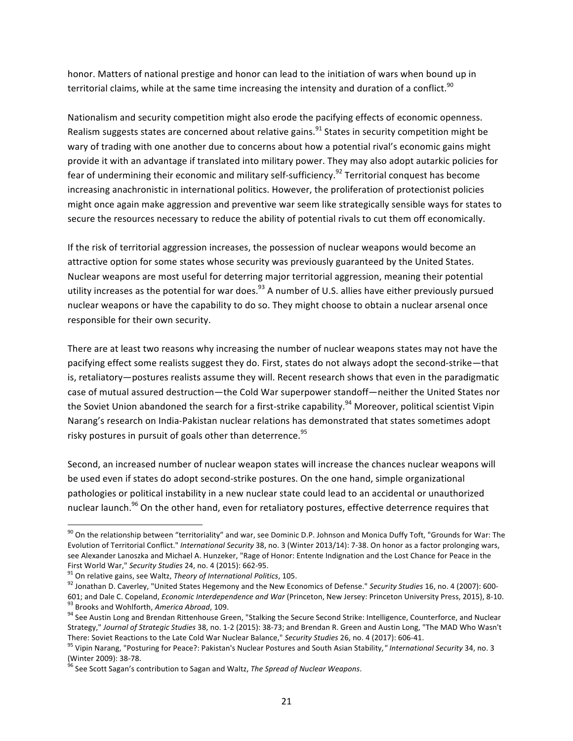honor. Matters of national prestige and honor can lead to the initiation of wars when bound up in territorial claims, while at the same time increasing the intensity and duration of a conflict.[90]

Nationalism and security competition might also erode the pacifying effects of economic openness. Realism suggests states are concerned about relative gains.[91] States in security competition might be wary of trading with one another due to concerns about how a potential rival's economic gains might provide it with an advantage if translated into military power. They may also adopt autarkic policies for fear of undermining their economic and military self-sufficiency.[92] Territorial conquest has become increasing anachronistic in international politics. However, the proliferation of protectionist policies might once again make aggression and preventive war seem like strategically sensible ways for states to secure the resources necessary to reduce the ability of potential rivals to cut them off economically.

If the risk of territorial aggression increases, the possession of nuclear weapons would become an attractive option for some states whose security was previously guaranteed by the United States. Nuclear weapons are most useful for deterring major territorial aggression, meaning their potential utility increases as the potential for war does.[93] A number of U.S. allies have either previously pursued nuclear weapons or have the capability to do so. They might choose to obtain a nuclear arsenal once responsible for their own security.

There are at least two reasons why increasing the number of nuclear weapons states may not have the pacifying effect some realists suggest they do. First, states do not always adopt the second-strike—that is, retaliatory—postures realists assume they will. Recent research shows that even in the paradigmatic case of mutual assured destruction—the Cold War superpower standoff—neither the United States nor the Soviet Union abandoned the search for a first-strike capability.[94] Moreover, political scientist Vipin Narang's research on India-Pakistan nuclear relations has demonstrated that states sometimes adopt risky postures in pursuit of goals other than deterrence.[95]

Second, an increased number of nuclear weapon states will increase the chances nuclear weapons will be used even if states do adopt second-strike postures. On the one hand, simple organizational pathologies or political instability in a new nuclear state could lead to an accidental or unauthorized nuclear launch.[96] On the other hand, even for retaliatory postures, effective deterrence requires that

---

[90] On the relationship between "territoriality" and war, see Dominic D.P. Johnson and Monica Duffy Toft, "Grounds for War: The Evolution of Territorial Conflict." *International Security* 38, no. 3 (Winter 2013/14): 7-38. On honor as a factor prolonging wars, see Alexander Lanoszka and Michael A. Hunzeker, "Rage of Honor: Entente Indignation and the Lost Chance for Peace in the First World War," *Security Studies* 24, no. 4 (2015): 662-95.

[91] On relative gains, see Waltz, *Theory of International Politics*, 105.

[92] Jonathan D. Caverley, "United States Hegemony and the New Economics of Defense." *Security Studies* 16, no. 4 (2007): 600-601; and Dale C. Copeland, *Economic Interdependence and War* (Princeton, New Jersey: Princeton University Press, 2015), 8-10.

[93] Brooks and Wohlforth, *America Abroad*, 109.

[94] See Austin Long and Brendan Rittenhouse Green, "Stalking the Secure Second Strike: Intelligence, Counterforce, and Nuclear Strategy," *Journal of Strategic Studies* 38, no. 1-2 (2015): 38-73; and Brendan R. Green and Austin Long, "The MAD Who Wasn't There: Soviet Reactions to the Late Cold War Nuclear Balance," *Security Studies* 26, no. 4 (2017): 606-41.

[95] Vipin Narang, "Posturing for Peace?: Pakistan's Nuclear Postures and South Asian Stability," *International Security* 34, no. 3 (Winter 2009): 38-78.

[96] See Scott Sagan's contribution to Sagan and Waltz, *The Spread of Nuclear Weapons*.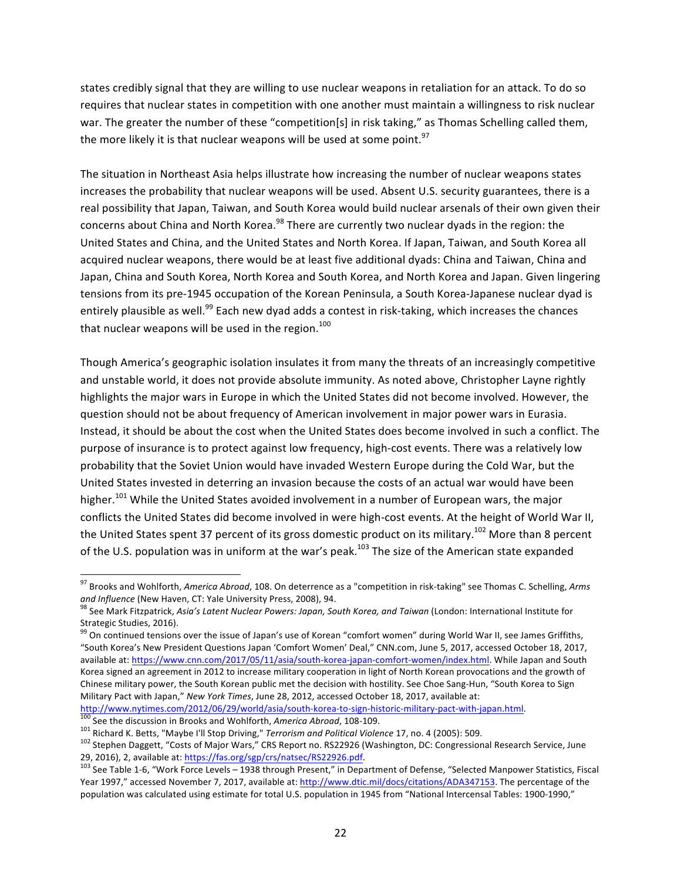states credibly signal that they are willing to use nuclear weapons in retaliation for an attack. To do so requires that nuclear states in competition with one another must maintain a willingness to risk nuclear war. The greater the number of these "competition[s] in risk taking," as Thomas Schelling called them, the more likely it is that nuclear weapons will be used at some point.[97]

The situation in Northeast Asia helps illustrate how increasing the number of nuclear weapons states increases the probability that nuclear weapons will be used. Absent U.S. security guarantees, there is a real possibility that Japan, Taiwan, and South Korea would build nuclear arsenals of their own given their concerns about China and North Korea.[98] There are currently two nuclear dyads in the region: the United States and China, and the United States and North Korea. If Japan, Taiwan, and South Korea all acquired nuclear weapons, there would be at least five additional dyads: China and Taiwan, China and Japan, China and South Korea, North Korea and South Korea, and North Korea and Japan. Given lingering tensions from its pre-1945 occupation of the Korean Peninsula, a South Korea-Japanese nuclear dyad is entirely plausible as well.[99] Each new dyad adds a contest in risk-taking, which increases the chances that nuclear weapons will be used in the region.[100]

Though America's geographic isolation insulates it from many the threats of an increasingly competitive and unstable world, it does not provide absolute immunity. As noted above, Christopher Layne rightly highlights the major wars in Europe in which the United States did not become involved. However, the question should not be about frequency of American involvement in major power wars in Eurasia. Instead, it should be about the cost when the United States does become involved in such a conflict. The purpose of insurance is to protect against low frequency, high-cost events. There was a relatively low probability that the Soviet Union would have invaded Western Europe during the Cold War, but the United States invested in deterring an invasion because the costs of an actual war would have been higher.[101] While the United States avoided involvement in a number of European wars, the major conflicts the United States did become involved in were high-cost events. At the height of World War II, the United States spent 37 percent of its gross domestic product on its military.[102] More than 8 percent of the U.S. population was in uniform at the war's peak.[103] The size of the American state expanded

---

[97] Brooks and Wohlforth, *America Abroad*, 108. On deterrence as a "competition in risk-taking" see Thomas C. Schelling, *Arms and Influence* (New Haven, CT: Yale University Press, 2008), 94.

[98] See Mark Fitzpatrick, *Asia's Latent Nuclear Powers: Japan, South Korea, and Taiwan* (London: International Institute for Strategic Studies, 2016).

[99] On continued tensions over the issue of Japan's use of Korean "comfort women" during World War II, see James Griffiths, "South Korea's New President Questions Japan 'Comfort Women' Deal," CNN.com, June 5, 2017, accessed October 18, 2017, available at: https://www.cnn.com/2017/05/11/asia/south-korea-japan-comfort-women/index.html. While Japan and South Korea signed an agreement in 2012 to increase military cooperation in light of North Korean provocations and the growth of Chinese military power, the South Korean public met the decision with hostility. See Choe Sang-Hun, "South Korea to Sign Military Pact with Japan," *New York Times*, June 28, 2012, accessed October 18, 2017, available at: http://www.nytimes.com/2012/06/29/world/asia/south-korea-to-sign-historic-military-pact-with-japan.html.

[100] See the discussion in Brooks and Wohlforth, *America Abroad*, 108-109.

[101] Richard K. Betts, "Maybe I'll Stop Driving," *Terrorism and Political Violence* 17, no. 4 (2005): 509.

[102] Stephen Daggett, "Costs of Major Wars," CRS Report no. RS22926 (Washington, DC: Congressional Research Service, June 29, 2016), 2, available at: https://fas.org/sgp/crs/natsec/RS22926.pdf.

[103] See Table 1-6, "Work Force Levels – 1938 through Present," in Department of Defense, "Selected Manpower Statistics, Fiscal Year 1997," accessed November 7, 2017, available at: http://www.dtic.mil/docs/citations/ADA347153. The percentage of the population was calculated using estimate for total U.S. population in 1945 from "National Intercensal Tables: 1900-1990,"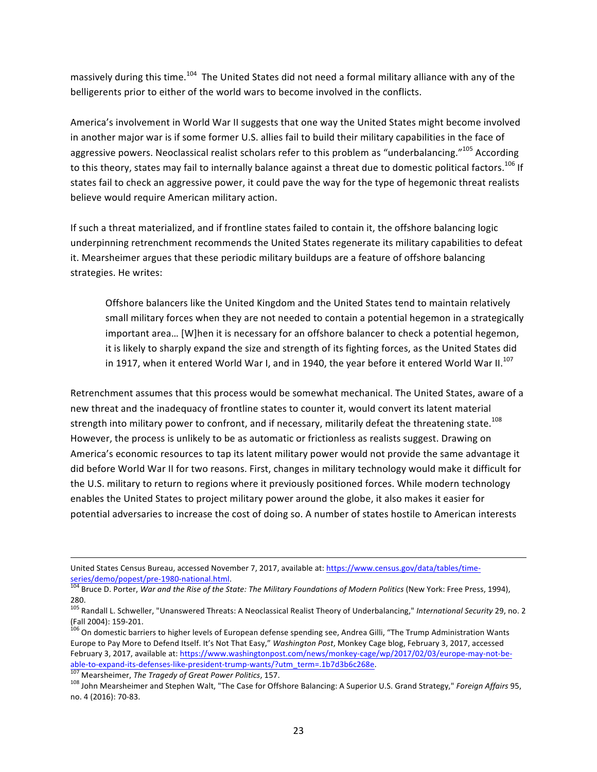massively during this time.[104] The United States did not need a formal military alliance with any of the belligerents prior to either of the world wars to become involved in the conflicts.

America's involvement in World War II suggests that one way the United States might become involved in another major war is if some former U.S. allies fail to build their military capabilities in the face of aggressive powers. Neoclassical realist scholars refer to this problem as "underbalancing."[105] According to this theory, states may fail to internally balance against a threat due to domestic political factors.[106] If states fail to check an aggressive power, it could pave the way for the type of hegemonic threat realists believe would require American military action.

If such a threat materialized, and if frontline states failed to contain it, the offshore balancing logic underpinning retrenchment recommends the United States regenerate its military capabilities to defeat it. Mearsheimer argues that these periodic military buildups are a feature of offshore balancing strategies. He writes:

> Offshore balancers like the United Kingdom and the United States tend to maintain relatively small military forces when they are not needed to contain a potential hegemon in a strategically important area… [W]hen it is necessary for an offshore balancer to check a potential hegemon, it is likely to sharply expand the size and strength of its fighting forces, as the United States did in 1917, when it entered World War I, and in 1940, the year before it entered World War II.[107]

Retrenchment assumes that this process would be somewhat mechanical. The United States, aware of a new threat and the inadequacy of frontline states to counter it, would convert its latent material strength into military power to confront, and if necessary, militarily defeat the threatening state.[108] However, the process is unlikely to be as automatic or frictionless as realists suggest. Drawing on America's economic resources to tap its latent military power would not provide the same advantage it did before World War II for two reasons. First, changes in military technology would make it difficult for the U.S. military to return to regions where it previously positioned forces. While modern technology enables the United States to project military power around the globe, it also makes it easier for potential adversaries to increase the cost of doing so. A number of states hostile to American interests

---

United States Census Bureau, accessed November 7, 2017, available at: https://www.census.gov/data/tables/time-series/demo/popest/pre-1980-national.html.

[104] Bruce D. Porter, *War and the Rise of the State: The Military Foundations of Modern Politics* (New York: Free Press, 1994), 280.

[105] Randall L. Schweller, "Unanswered Threats: A Neoclassical Realist Theory of Underbalancing," *International Security* 29, no. 2 (Fall 2004): 159-201.

[106] On domestic barriers to higher levels of European defense spending see, Andrea Gilli, "The Trump Administration Wants Europe to Pay More to Defend Itself. It's Not That Easy," *Washington Post*, Monkey Cage blog, February 3, 2017, accessed February 3, 2017, available at: https://www.washingtonpost.com/news/monkey-cage/wp/2017/02/03/europe-may-not-be-able-to-expand-its-defenses-like-president-trump-wants/?utm_term=.1b7d3b6c268e.

[107] Mearsheimer, *The Tragedy of Great Power Politics*, 157.

[108] John Mearsheimer and Stephen Walt, "The Case for Offshore Balancing: A Superior U.S. Grand Strategy," *Foreign Affairs* 95, no. 4 (2016): 70-83.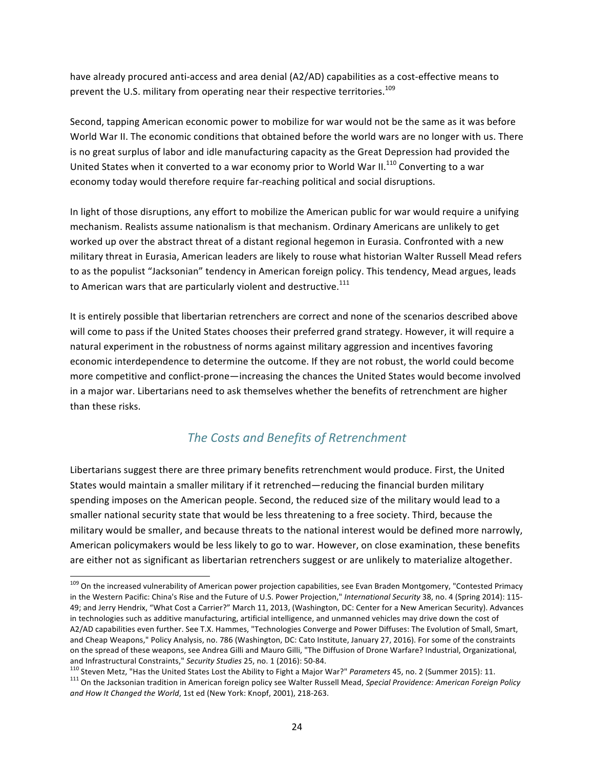have already procured anti-access and area denial (A2/AD) capabilities as a cost-effective means to prevent the U.S. military from operating near their respective territories.[109]

Second, tapping American economic power to mobilize for war would not be the same as it was before World War II. The economic conditions that obtained before the world wars are no longer with us. There is no great surplus of labor and idle manufacturing capacity as the Great Depression had provided the United States when it converted to a war economy prior to World War II.[110] Converting to a war economy today would therefore require far-reaching political and social disruptions.

In light of those disruptions, any effort to mobilize the American public for war would require a unifying mechanism. Realists assume nationalism is that mechanism. Ordinary Americans are unlikely to get worked up over the abstract threat of a distant regional hegemon in Eurasia. Confronted with a new military threat in Eurasia, American leaders are likely to rouse what historian Walter Russell Mead refers to as the populist "Jacksonian" tendency in American foreign policy. This tendency, Mead argues, leads to American wars that are particularly violent and destructive.[111]

It is entirely possible that libertarian retrenchers are correct and none of the scenarios described above will come to pass if the United States chooses their preferred grand strategy. However, it will require a natural experiment in the robustness of norms against military aggression and incentives favoring economic interdependence to determine the outcome. If they are not robust, the world could become more competitive and conflict-prone—increasing the chances the United States would become involved in a major war. Libertarians need to ask themselves whether the benefits of retrenchment are higher than these risks.

## *The Costs and Benefits of Retrenchment*

Libertarians suggest there are three primary benefits retrenchment would produce. First, the United States would maintain a smaller military if it retrenched—reducing the financial burden military spending imposes on the American people. Second, the reduced size of the military would lead to a smaller national security state that would be less threatening to a free society. Third, because the military would be smaller, and because threats to the national interest would be defined more narrowly, American policymakers would be less likely to go to war. However, on close examination, these benefits are either not as significant as libertarian retrenchers suggest or are unlikely to materialize altogether.

---

[109] On the increased vulnerability of American power projection capabilities, see Evan Braden Montgomery, "Contested Primacy in the Western Pacific: China's Rise and the Future of U.S. Power Projection," *International Security* 38, no. 4 (Spring 2014): 115-49; and Jerry Hendrix, "What Cost a Carrier?" March 11, 2013, (Washington, DC: Center for a New American Security). Advances in technologies such as additive manufacturing, artificial intelligence, and unmanned vehicles may drive down the cost of A2/AD capabilities even further. See T.X. Hammes, "Technologies Converge and Power Diffuses: The Evolution of Small, Smart, and Cheap Weapons," Policy Analysis, no. 786 (Washington, DC: Cato Institute, January 27, 2016). For some of the constraints on the spread of these weapons, see Andrea Gilli and Mauro Gilli, "The Diffusion of Drone Warfare? Industrial, Organizational, and Infrastructural Constraints," *Security Studies* 25, no. 1 (2016): 50-84.

[110] Steven Metz, "Has the United States Lost the Ability to Fight a Major War?" *Parameters* 45, no. 2 (Summer 2015): 11.

[111] On the Jacksonian tradition in American foreign policy see Walter Russell Mead, *Special Providence: American Foreign Policy and How It Changed the World*, 1st ed (New York: Knopf, 2001), 218-263.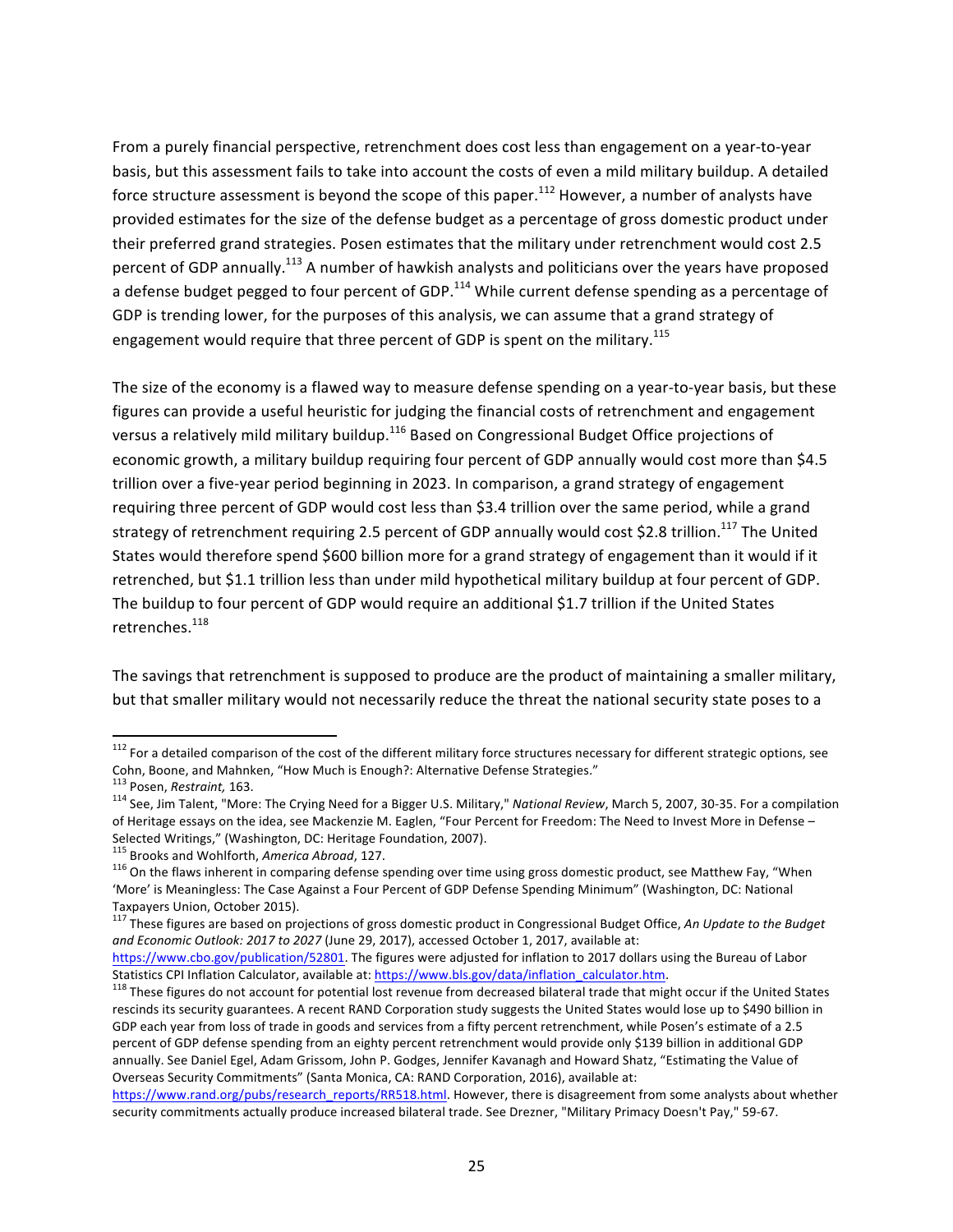From a purely financial perspective, retrenchment does cost less than engagement on a year-to-year basis, but this assessment fails to take into account the costs of even a mild military buildup. A detailed force structure assessment is beyond the scope of this paper.[112] However, a number of analysts have provided estimates for the size of the defense budget as a percentage of gross domestic product under their preferred grand strategies. Posen estimates that the military under retrenchment would cost 2.5 percent of GDP annually.[113] A number of hawkish analysts and politicians over the years have proposed a defense budget pegged to four percent of GDP.[114] While current defense spending as a percentage of GDP is trending lower, for the purposes of this analysis, we can assume that a grand strategy of engagement would require that three percent of GDP is spent on the military.[115]

The size of the economy is a flawed way to measure defense spending on a year-to-year basis, but these figures can provide a useful heuristic for judging the financial costs of retrenchment and engagement versus a relatively mild military buildup.[116] Based on Congressional Budget Office projections of economic growth, a military buildup requiring four percent of GDP annually would cost more than $4.5 trillion over a five-year period beginning in 2023. In comparison, a grand strategy of engagement requiring three percent of GDP would cost less than $3.4 trillion over the same period, while a grand strategy of retrenchment requiring 2.5 percent of GDP annually would cost $2.8 trillion.[117] The United States would therefore spend $600 billion more for a grand strategy of engagement than it would if it retrenched, but $1.1 trillion less than under mild hypothetical military buildup at four percent of GDP. The buildup to four percent of GDP would require an additional $1.7 trillion if the United States retrenches.[118]

The savings that retrenchment is supposed to produce are the product of maintaining a smaller military, but that smaller military would not necessarily reduce the threat the national security state poses to a

---

[112] For a detailed comparison of the cost of the different military force structures necessary for different strategic options, see Cohn, Boone, and Mahnken, "How Much is Enough?: Alternative Defense Strategies."

[113] Posen, *Restraint,* 163.

[114] See, Jim Talent, "More: The Crying Need for a Bigger U.S. Military," *National Review*, March 5, 2007, 30-35. For a compilation of Heritage essays on the idea, see Mackenzie M. Eaglen, "Four Percent for Freedom: The Need to Invest More in Defense – Selected Writings," (Washington, DC: Heritage Foundation, 2007).

[115] Brooks and Wohlforth, *America Abroad*, 127.

[116] On the flaws inherent in comparing defense spending over time using gross domestic product, see Matthew Fay, "When 'More' is Meaningless: The Case Against a Four Percent of GDP Defense Spending Minimum" (Washington, DC: National Taxpayers Union, October 2015).

[117] These figures are based on projections of gross domestic product in Congressional Budget Office, *An Update to the Budget and Economic Outlook: 2017 to 2027* (June 29, 2017), accessed October 1, 2017, available at: https://www.cbo.gov/publication/52801. The figures were adjusted for inflation to 2017 dollars using the Bureau of Labor Statistics CPI Inflation Calculator, available at: https://www.bls.gov/data/inflation_calculator.htm.

[118] These figures do not account for potential lost revenue from decreased bilateral trade that might occur if the United States rescinds its security guarantees. A recent RAND Corporation study suggests the United States would lose up to $490 billion in GDP each year from loss of trade in goods and services from a fifty percent retrenchment, while Posen's estimate of a 2.5 percent of GDP defense spending from an eighty percent retrenchment would provide only $139 billion in additional GDP annually. See Daniel Egel, Adam Grissom, John P. Godges, Jennifer Kavanagh and Howard Shatz, "Estimating the Value of Overseas Security Commitments" (Santa Monica, CA: RAND Corporation, 2016), available at: https://www.rand.org/pubs/research_reports/RR518.html. However, there is disagreement from some analysts about whether security commitments actually produce increased bilateral trade. See Drezner, "Military Primacy Doesn't Pay," 59-67.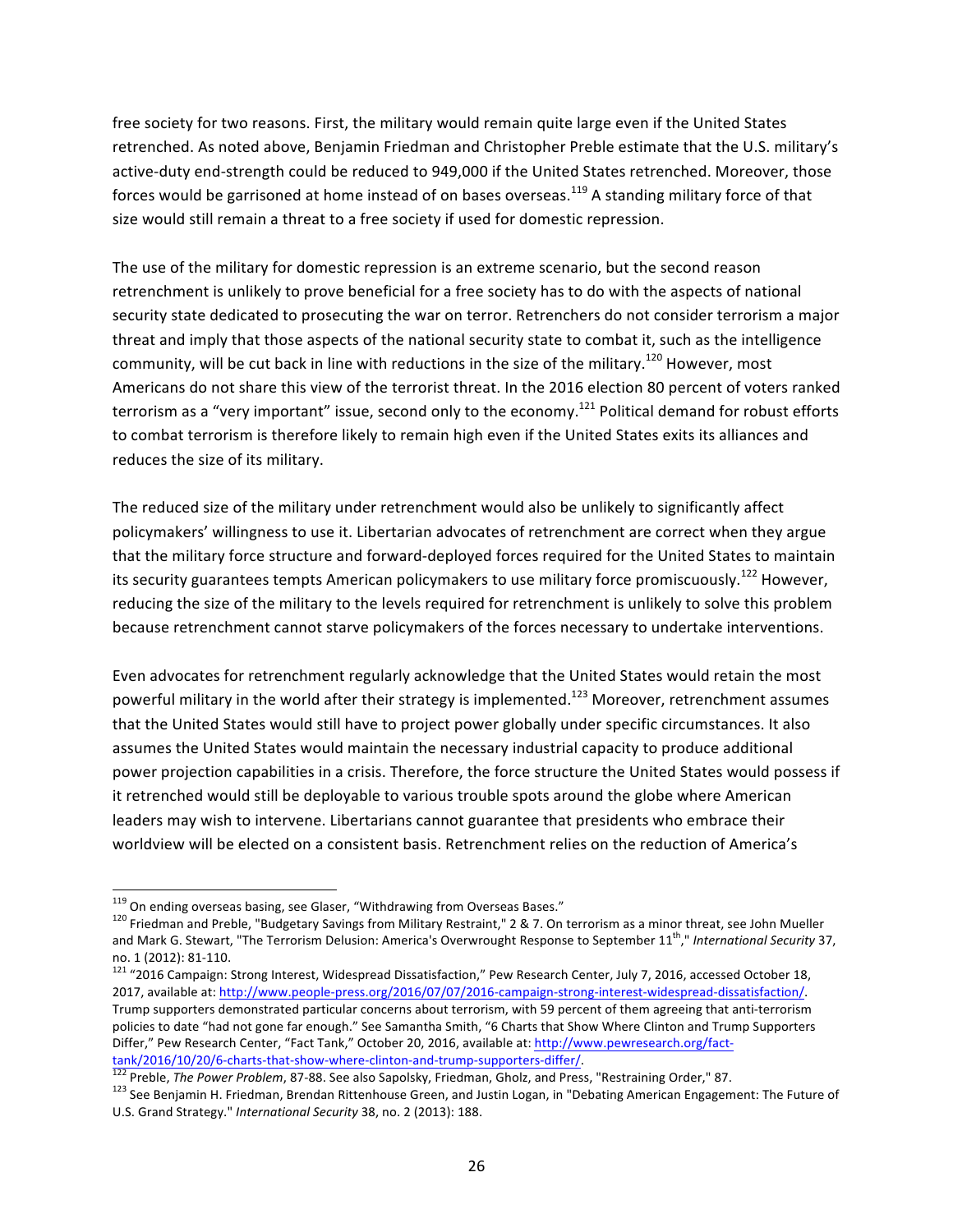free society for two reasons. First, the military would remain quite large even if the United States retrenched. As noted above, Benjamin Friedman and Christopher Preble estimate that the U.S. military's active-duty end-strength could be reduced to 949,000 if the United States retrenched. Moreover, those forces would be garrisoned at home instead of on bases overseas.[119] A standing military force of that size would still remain a threat to a free society if used for domestic repression.

The use of the military for domestic repression is an extreme scenario, but the second reason retrenchment is unlikely to prove beneficial for a free society has to do with the aspects of national security state dedicated to prosecuting the war on terror. Retrenchers do not consider terrorism a major threat and imply that those aspects of the national security state to combat it, such as the intelligence community, will be cut back in line with reductions in the size of the military.[120] However, most Americans do not share this view of the terrorist threat. In the 2016 election 80 percent of voters ranked terrorism as a "very important" issue, second only to the economy.[121] Political demand for robust efforts to combat terrorism is therefore likely to remain high even if the United States exits its alliances and reduces the size of its military.

The reduced size of the military under retrenchment would also be unlikely to significantly affect policymakers' willingness to use it. Libertarian advocates of retrenchment are correct when they argue that the military force structure and forward-deployed forces required for the United States to maintain its security guarantees tempts American policymakers to use military force promiscuously.[122] However, reducing the size of the military to the levels required for retrenchment is unlikely to solve this problem because retrenchment cannot starve policymakers of the forces necessary to undertake interventions.

Even advocates for retrenchment regularly acknowledge that the United States would retain the most powerful military in the world after their strategy is implemented.[123] Moreover, retrenchment assumes that the United States would still have to project power globally under specific circumstances. It also assumes the United States would maintain the necessary industrial capacity to produce additional power projection capabilities in a crisis. Therefore, the force structure the United States would possess if it retrenched would still be deployable to various trouble spots around the globe where American leaders may wish to intervene. Libertarians cannot guarantee that presidents who embrace their worldview will be elected on a consistent basis. Retrenchment relies on the reduction of America's

---

[119] On ending overseas basing, see Glaser, "Withdrawing from Overseas Bases."

[120] Friedman and Preble, "Budgetary Savings from Military Restraint," 2 & 7. On terrorism as a minor threat, see John Mueller and Mark G. Stewart, "The Terrorism Delusion: America's Overwrought Response to September 11th," *International Security* 37, no. 1 (2012): 81-110.

[121] "2016 Campaign: Strong Interest, Widespread Dissatisfaction," Pew Research Center, July 7, 2016, accessed October 18, 2017, available at: http://www.people-press.org/2016/07/07/2016-campaign-strong-interest-widespread-dissatisfaction/. Trump supporters demonstrated particular concerns about terrorism, with 59 percent of them agreeing that anti-terrorism policies to date "had not gone far enough." See Samantha Smith, "6 Charts that Show Where Clinton and Trump Supporters Differ," Pew Research Center, "Fact Tank," October 20, 2016, available at: http://www.pewresearch.org/fact-tank/2016/10/20/6-charts-that-show-where-clinton-and-trump-supporters-differ/.

[122] Preble, *The Power Problem*, 87-88. See also Sapolsky, Friedman, Gholz, and Press, "Restraining Order," 87.

[123] See Benjamin H. Friedman, Brendan Rittenhouse Green, and Justin Logan, in "Debating American Engagement: The Future of U.S. Grand Strategy." *International Security* 38, no. 2 (2013): 188.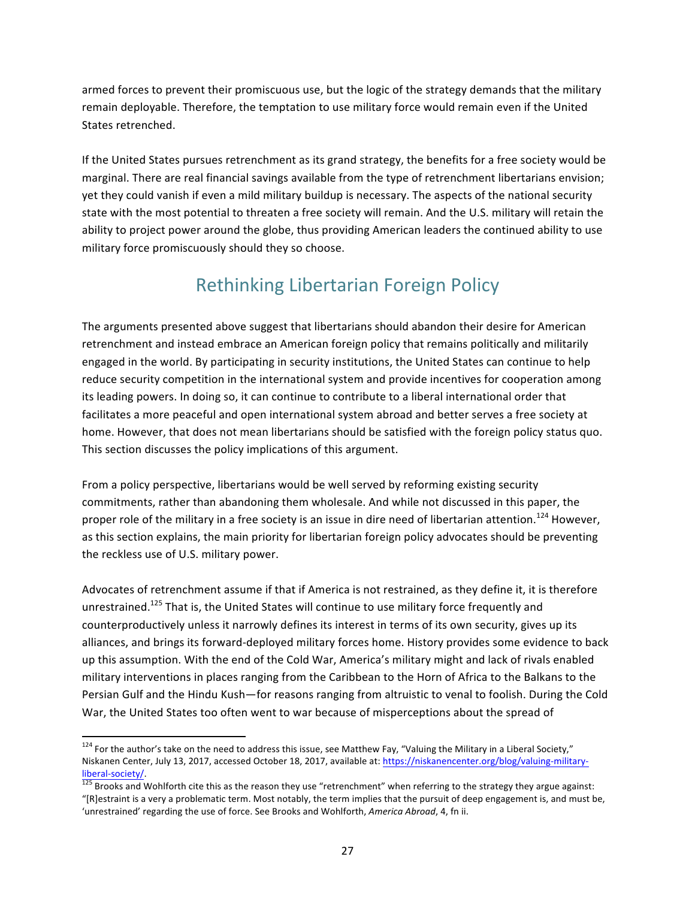armed forces to prevent their promiscuous use, but the logic of the strategy demands that the military remain deployable. Therefore, the temptation to use military force would remain even if the United States retrenched.

If the United States pursues retrenchment as its grand strategy, the benefits for a free society would be marginal. There are real financial savings available from the type of retrenchment libertarians envision; yet they could vanish if even a mild military buildup is necessary. The aspects of the national security state with the most potential to threaten a free society will remain. And the U.S. military will retain the ability to project power around the globe, thus providing American leaders the continued ability to use military force promiscuously should they so choose.

## Rethinking Libertarian Foreign Policy

The arguments presented above suggest that libertarians should abandon their desire for American retrenchment and instead embrace an American foreign policy that remains politically and militarily engaged in the world. By participating in security institutions, the United States can continue to help reduce security competition in the international system and provide incentives for cooperation among its leading powers. In doing so, it can continue to contribute to a liberal international order that facilitates a more peaceful and open international system abroad and better serves a free society at home. However, that does not mean libertarians should be satisfied with the foreign policy status quo. This section discusses the policy implications of this argument.

From a policy perspective, libertarians would be well served by reforming existing security commitments, rather than abandoning them wholesale. And while not discussed in this paper, the proper role of the military in a free society is an issue in dire need of libertarian attention.[124] However, as this section explains, the main priority for libertarian foreign policy advocates should be preventing the reckless use of U.S. military power.

Advocates of retrenchment assume if that if America is not restrained, as they define it, it is therefore unrestrained.[125] That is, the United States will continue to use military force frequently and counterproductively unless it narrowly defines its interest in terms of its own security, gives up its alliances, and brings its forward-deployed military forces home. History provides some evidence to back up this assumption. With the end of the Cold War, America's military might and lack of rivals enabled military interventions in places ranging from the Caribbean to the Horn of Africa to the Balkans to the Persian Gulf and the Hindu Kush—for reasons ranging from altruistic to venal to foolish. During the Cold War, the United States too often went to war because of misperceptions about the spread of

---

[124] For the author's take on the need to address this issue, see Matthew Fay, "Valuing the Military in a Liberal Society," Niskanen Center, July 13, 2017, accessed October 18, 2017, available at: https://niskanencenter.org/blog/valuing-military-liberal-society/.

[125] Brooks and Wohlforth cite this as the reason they use "retrenchment" when referring to the strategy they argue against: "[R]estraint is a very a problematic term. Most notably, the term implies that the pursuit of deep engagement is, and must be, 'unrestrained' regarding the use of force. See Brooks and Wohlforth, *America Abroad*, 4, fn ii.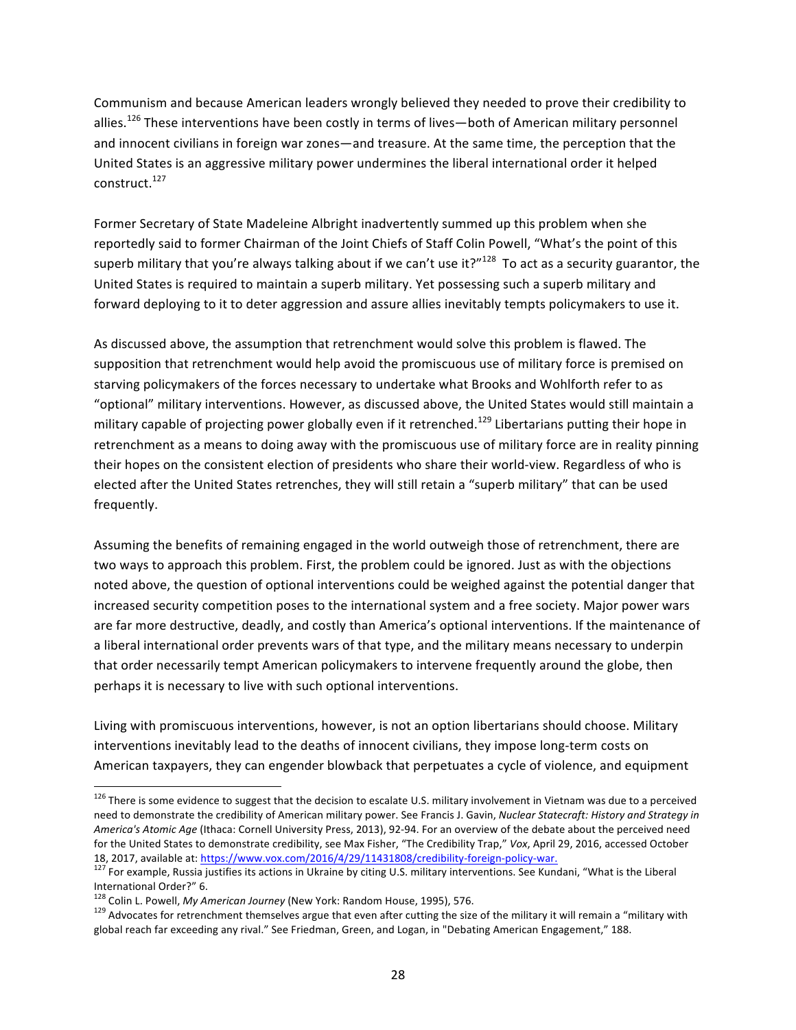Communism and because American leaders wrongly believed they needed to prove their credibility to allies.[126] These interventions have been costly in terms of lives—both of American military personnel and innocent civilians in foreign war zones—and treasure. At the same time, the perception that the United States is an aggressive military power undermines the liberal international order it helped construct.[127]

Former Secretary of State Madeleine Albright inadvertently summed up this problem when she reportedly said to former Chairman of the Joint Chiefs of Staff Colin Powell, "What's the point of this superb military that you're always talking about if we can't use it?"[128] To act as a security guarantor, the United States is required to maintain a superb military. Yet possessing such a superb military and forward deploying to it to deter aggression and assure allies inevitably tempts policymakers to use it.

As discussed above, the assumption that retrenchment would solve this problem is flawed. The supposition that retrenchment would help avoid the promiscuous use of military force is premised on starving policymakers of the forces necessary to undertake what Brooks and Wohlforth refer to as "optional" military interventions. However, as discussed above, the United States would still maintain a military capable of projecting power globally even if it retrenched.[129] Libertarians putting their hope in retrenchment as a means to doing away with the promiscuous use of military force are in reality pinning their hopes on the consistent election of presidents who share their world-view. Regardless of who is elected after the United States retrenches, they will still retain a "superb military" that can be used frequently.

Assuming the benefits of remaining engaged in the world outweigh those of retrenchment, there are two ways to approach this problem. First, the problem could be ignored. Just as with the objections noted above, the question of optional interventions could be weighed against the potential danger that increased security competition poses to the international system and a free society. Major power wars are far more destructive, deadly, and costly than America's optional interventions. If the maintenance of a liberal international order prevents wars of that type, and the military means necessary to underpin that order necessarily tempt American policymakers to intervene frequently around the globe, then perhaps it is necessary to live with such optional interventions.

Living with promiscuous interventions, however, is not an option libertarians should choose. Military interventions inevitably lead to the deaths of innocent civilians, they impose long-term costs on American taxpayers, they can engender blowback that perpetuates a cycle of violence, and equipment

---

[126] There is some evidence to suggest that the decision to escalate U.S. military involvement in Vietnam was due to a perceived need to demonstrate the credibility of American military power. See Francis J. Gavin, *Nuclear Statecraft: History and Strategy in America's Atomic Age* (Ithaca: Cornell University Press, 2013), 92-94. For an overview of the debate about the perceived need for the United States to demonstrate credibility, see Max Fisher, "The Credibility Trap," *Vox*, April 29, 2016, accessed October 18, 2017, available at: https://www.vox.com/2016/4/29/11431808/credibility-foreign-policy-war.

[127] For example, Russia justifies its actions in Ukraine by citing U.S. military interventions. See Kundani, "What is the Liberal International Order?" 6.

[128] Colin L. Powell, *My American Journey* (New York: Random House, 1995), 576.

[129] Advocates for retrenchment themselves argue that even after cutting the size of the military it will remain a "military with global reach far exceeding any rival." See Friedman, Green, and Logan, in "Debating American Engagement," 188.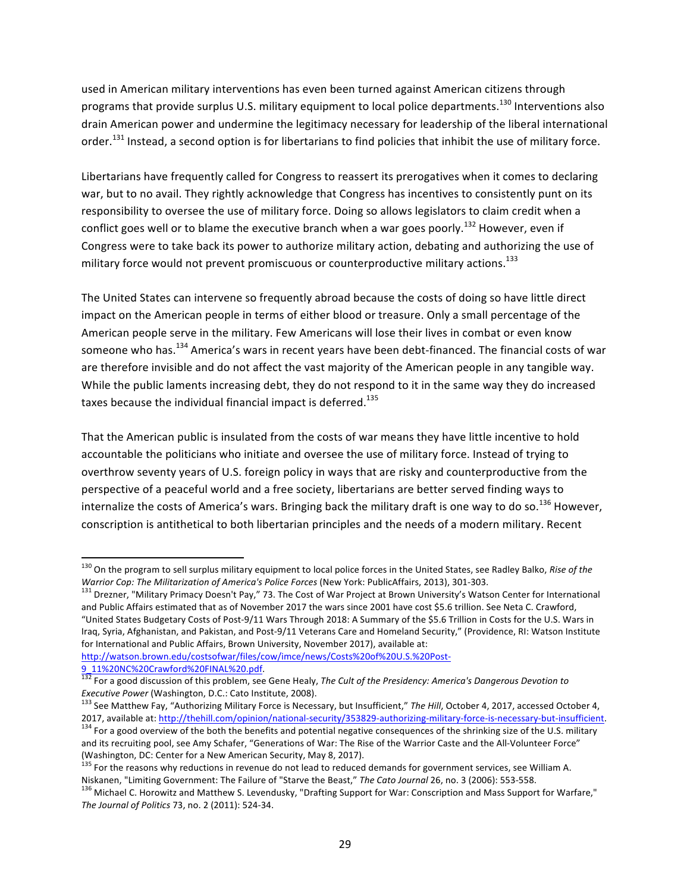used in American military interventions has even been turned against American citizens through programs that provide surplus U.S. military equipment to local police departments.[130] Interventions also drain American power and undermine the legitimacy necessary for leadership of the liberal international order.[131] Instead, a second option is for libertarians to find policies that inhibit the use of military force.

Libertarians have frequently called for Congress to reassert its prerogatives when it comes to declaring war, but to no avail. They rightly acknowledge that Congress has incentives to consistently punt on its responsibility to oversee the use of military force. Doing so allows legislators to claim credit when a conflict goes well or to blame the executive branch when a war goes poorly.[132] However, even if Congress were to take back its power to authorize military action, debating and authorizing the use of military force would not prevent promiscuous or counterproductive military actions.[133]

The United States can intervene so frequently abroad because the costs of doing so have little direct impact on the American people in terms of either blood or treasure. Only a small percentage of the American people serve in the military. Few Americans will lose their lives in combat or even know someone who has.[134] America's wars in recent years have been debt-financed. The financial costs of war are therefore invisible and do not affect the vast majority of the American people in any tangible way. While the public laments increasing debt, they do not respond to it in the same way they do increased taxes because the individual financial impact is deferred.[135]

That the American public is insulated from the costs of war means they have little incentive to hold accountable the politicians who initiate and oversee the use of military force. Instead of trying to overthrow seventy years of U.S. foreign policy in ways that are risky and counterproductive from the perspective of a peaceful world and a free society, libertarians are better served finding ways to internalize the costs of America's wars. Bringing back the military draft is one way to do so.[136] However, conscription is antithetical to both libertarian principles and the needs of a modern military. Recent

---

[130] On the program to sell surplus military equipment to local police forces in the United States, see Radley Balko, *Rise of the Warrior Cop: The Militarization of America's Police Forces* (New York: PublicAffairs, 2013), 301-303.

[131] Drezner, "Military Primacy Doesn't Pay," 73. The Cost of War Project at Brown University's Watson Center for International and Public Affairs estimated that as of November 2017 the wars since 2001 have cost $5.6 trillion. See Neta C. Crawford, "United States Budgetary Costs of Post-9/11 Wars Through 2018: A Summary of the $5.6 Trillion in Costs for the U.S. Wars in Iraq, Syria, Afghanistan, and Pakistan, and Post-9/11 Veterans Care and Homeland Security," (Providence, RI: Watson Institute for International and Public Affairs, Brown University, November 2017), available at: http://watson.brown.edu/costsofwar/files/cow/imce/news/Costs%20of%20U.S.%20Post-9_11%20NC%20Crawford%20FINAL%20.pdf.

[132] For a good discussion of this problem, see Gene Healy, *The Cult of the Presidency: America's Dangerous Devotion to Executive Power* (Washington, D.C.: Cato Institute, 2008).

[133] See Matthew Fay, "Authorizing Military Force is Necessary, but Insufficient," *The Hill*, October 4, 2017, accessed October 4, 2017, available at: http://thehill.com/opinion/national-security/353829-authorizing-military-force-is-necessary-but-insufficient.

[134] For a good overview of the both the benefits and potential negative consequences of the shrinking size of the U.S. military and its recruiting pool, see Amy Schafer, "Generations of War: The Rise of the Warrior Caste and the All-Volunteer Force" (Washington, DC: Center for a New American Security, May 8, 2017).

[135] For the reasons why reductions in revenue do not lead to reduced demands for government services, see William A. Niskanen, "Limiting Government: The Failure of "Starve the Beast," *The Cato Journal* 26, no. 3 (2006): 553-558.

[136] Michael C. Horowitz and Matthew S. Levendusky, "Drafting Support for War: Conscription and Mass Support for Warfare," *The Journal of Politics* 73, no. 2 (2011): 524-34.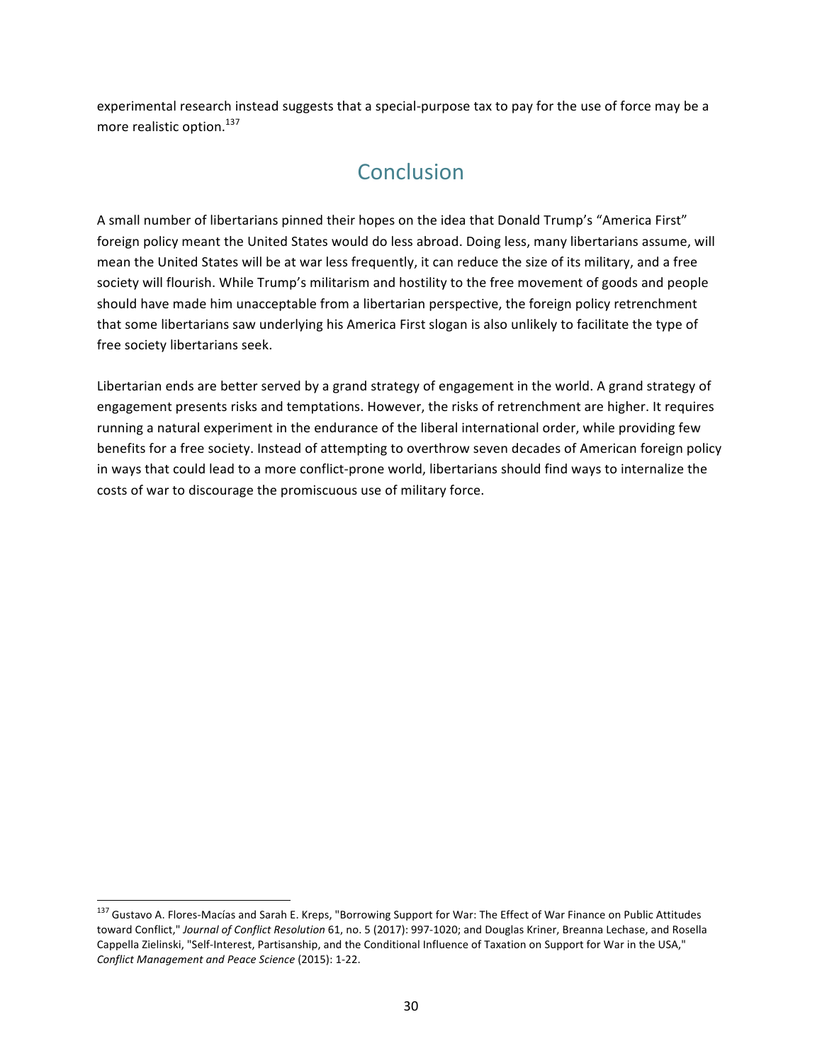experimental research instead suggests that a special-purpose tax to pay for the use of force may be a more realistic option.[137]

## Conclusion

A small number of libertarians pinned their hopes on the idea that Donald Trump's "America First" foreign policy meant the United States would do less abroad. Doing less, many libertarians assume, will mean the United States will be at war less frequently, it can reduce the size of its military, and a free society will flourish. While Trump's militarism and hostility to the free movement of goods and people should have made him unacceptable from a libertarian perspective, the foreign policy retrenchment that some libertarians saw underlying his America First slogan is also unlikely to facilitate the type of free society libertarians seek.

Libertarian ends are better served by a grand strategy of engagement in the world. A grand strategy of engagement presents risks and temptations. However, the risks of retrenchment are higher. It requires running a natural experiment in the endurance of the liberal international order, while providing few benefits for a free society. Instead of attempting to overthrow seven decades of American foreign policy in ways that could lead to a more conflict-prone world, libertarians should find ways to internalize the costs of war to discourage the promiscuous use of military force.

---

[137] Gustavo A. Flores-Macías and Sarah E. Kreps, "Borrowing Support for War: The Effect of War Finance on Public Attitudes toward Conflict," *Journal of Conflict Resolution* 61, no. 5 (2017): 997-1020; and Douglas Kriner, Breanna Lechase, and Rosella Cappella Zielinski, "Self-Interest, Partisanship, and the Conditional Influence of Taxation on Support for War in the USA," *Conflict Management and Peace Science* (2015): 1-22.